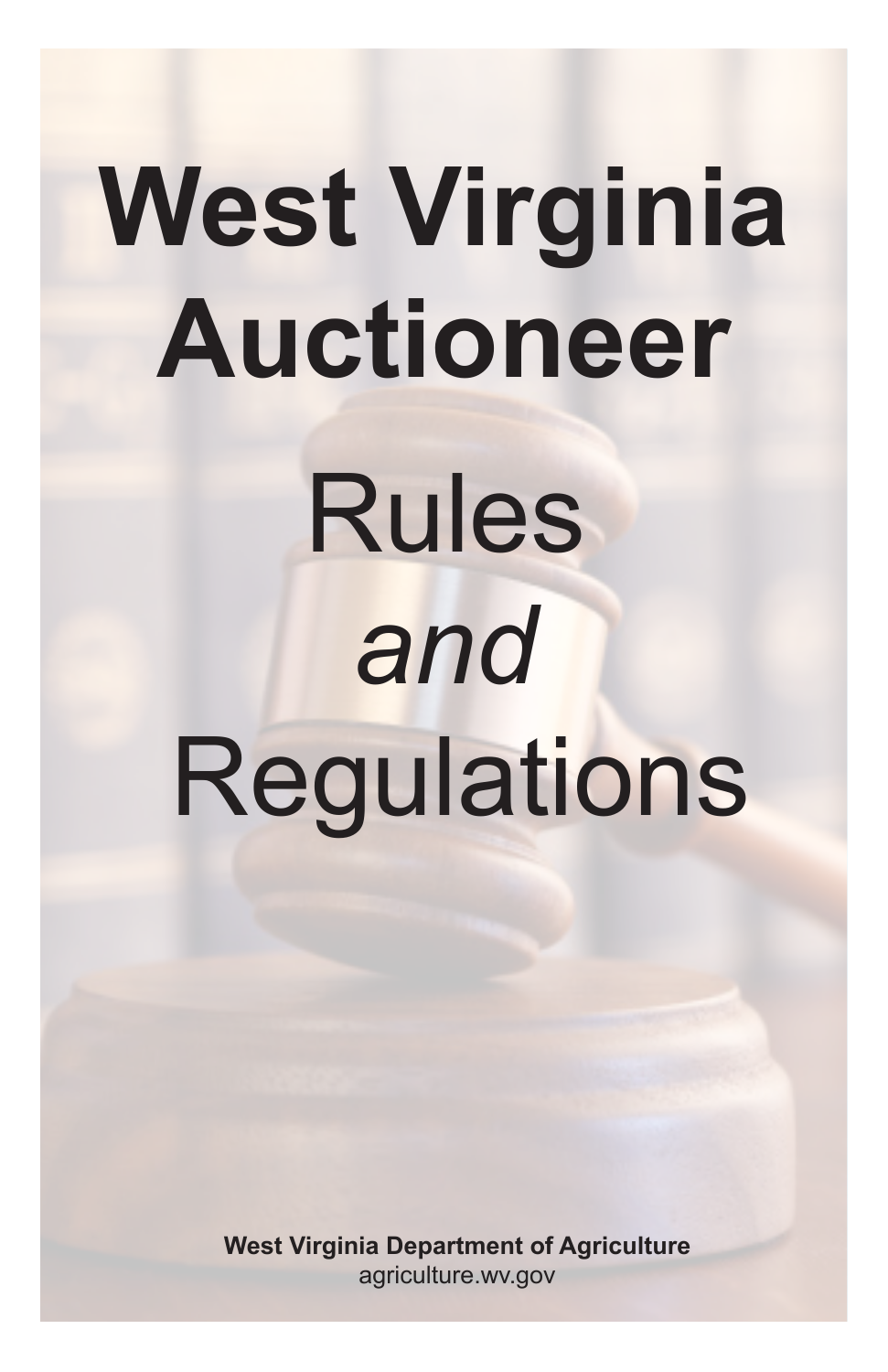# West Virginia Auctioneer

# Rules *and* Regulations

**West Virginia Department of Agriculture**
agriculture.wv.gov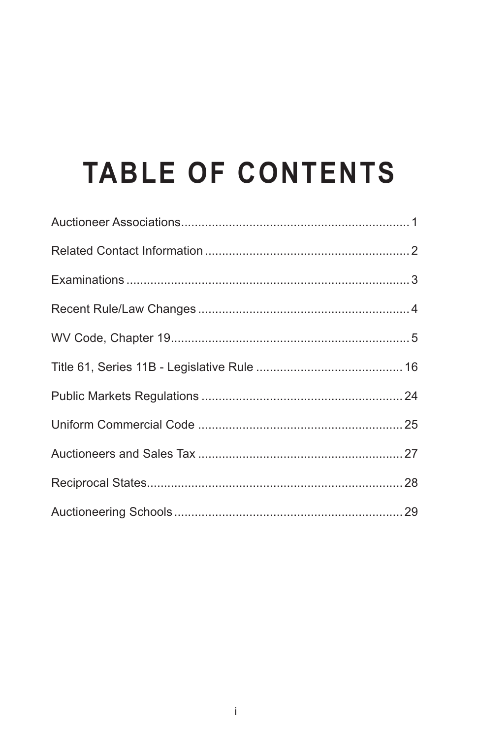# TABLE OF CONTENTS

| Section | Page |
|---|---|
| Auctioneer Associations | 1 |
| Related Contact Information | 2 |
| Examinations | 3 |
| Recent Rule/Law Changes | 4 |
| WV Code, Chapter 19 | 5 |
| Title 61, Series 11B - Legislative Rule | 16 |
| Public Markets Regulations | 24 |
| Uniform Commercial Code | 25 |
| Auctioneers and Sales Tax | 27 |
| Reciprocal States | 28 |
| Auctioneering Schools | 29 |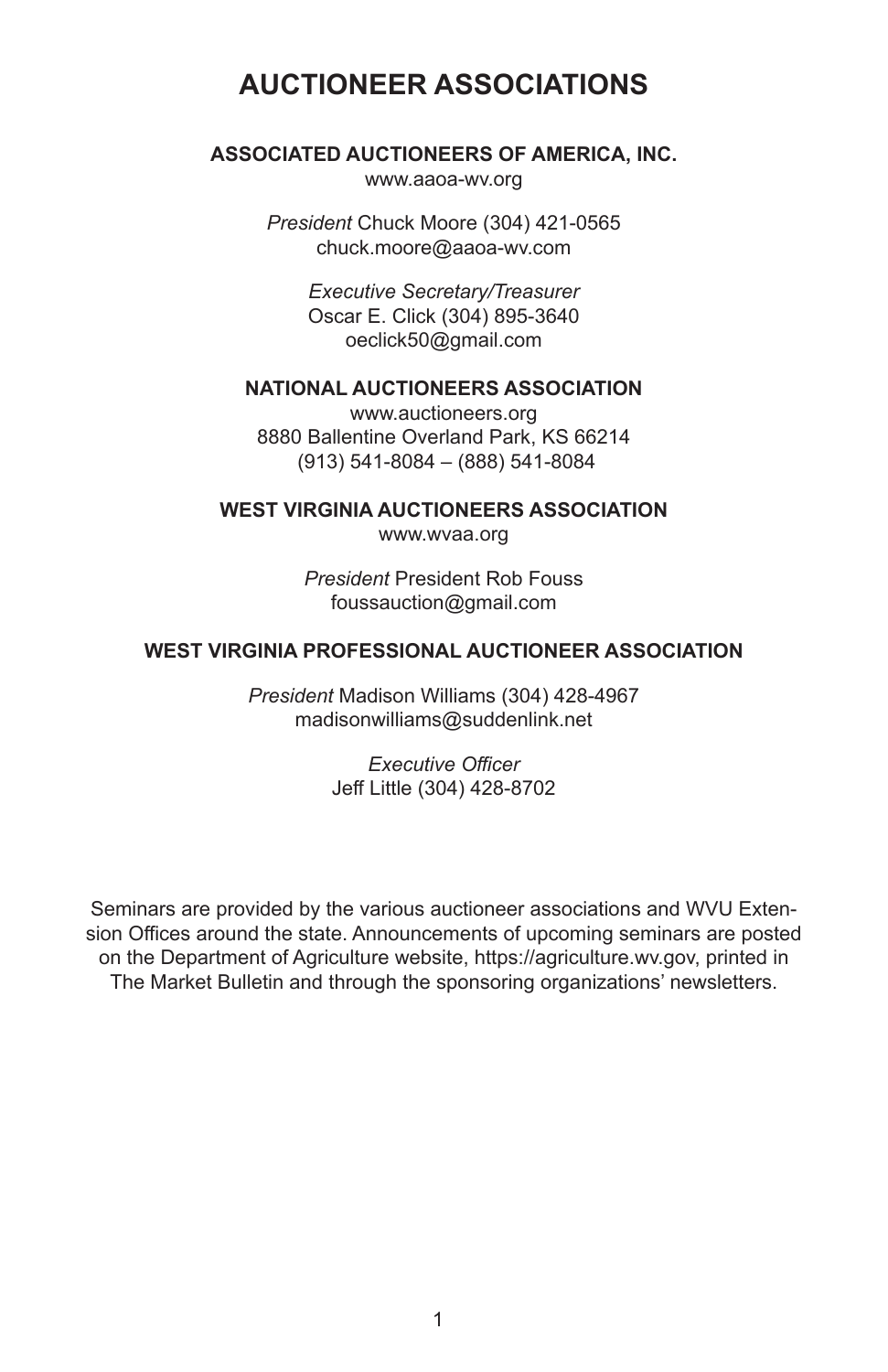# AUCTIONEER ASSOCIATIONS

**ASSOCIATED AUCTIONEERS OF AMERICA, INC.**

www.aaoa-wv.org

*President* Chuck Moore (304) 421-0565
chuck.moore@aaoa-wv.com

*Executive Secretary/Treasurer*
Oscar E. Click (304) 895-3640
oeclick50@gmail.com

**NATIONAL AUCTIONEERS ASSOCIATION**

www.auctioneers.org
8880 Ballentine Overland Park, KS 66214
(913) 541-8084 – (888) 541-8084

**WEST VIRGINIA AUCTIONEERS ASSOCIATION**

www.wvaa.org

*President* President Rob Fouss
foussauction@gmail.com

**WEST VIRGINIA PROFESSIONAL AUCTIONEER ASSOCIATION**

*President* Madison Williams (304) 428-4967
madisonwilliams@suddenlink.net

*Executive Officer*
Jeff Little (304) 428-8702

Seminars are provided by the various auctioneer associations and WVU Extension Offices around the state. Announcements of upcoming seminars are posted on the Department of Agriculture website, https://agriculture.wv.gov, printed in The Market Bulletin and through the sponsoring organizations' newsletters.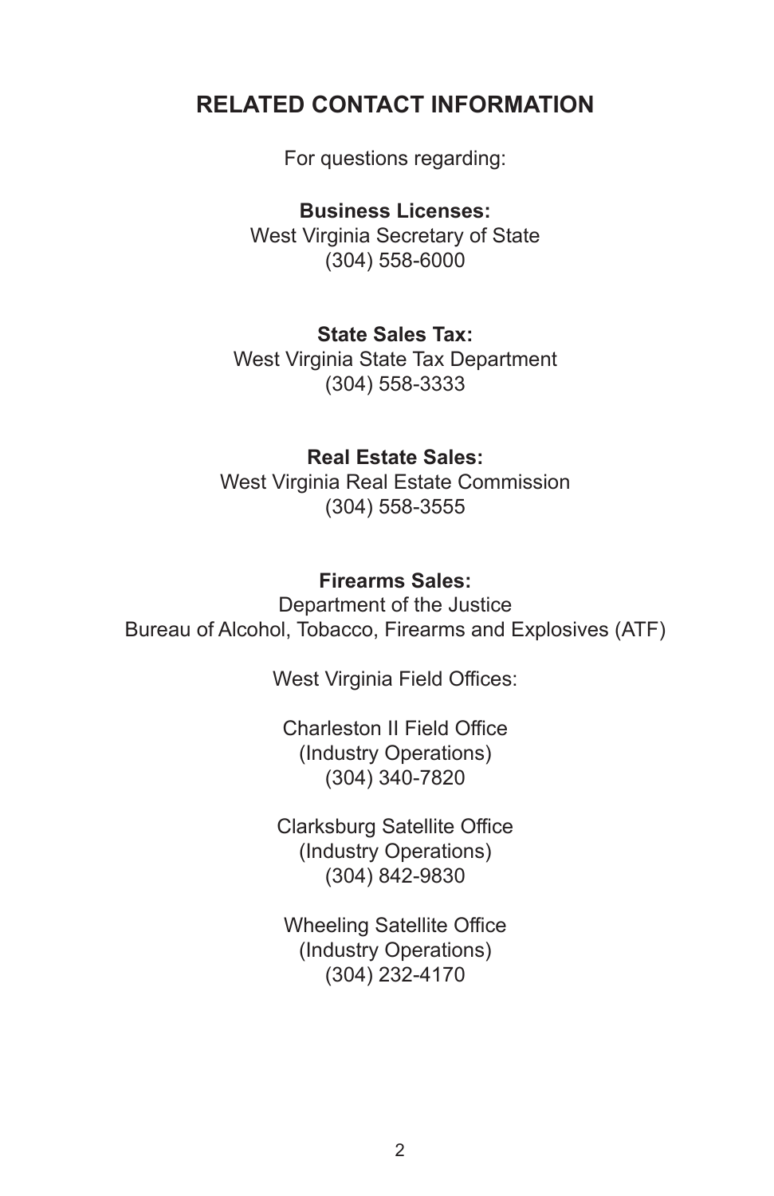## RELATED CONTACT INFORMATION

For questions regarding:

**Business Licenses:**
West Virginia Secretary of State
(304) 558-6000

**State Sales Tax:**
West Virginia State Tax Department
(304) 558-3333

**Real Estate Sales:**
West Virginia Real Estate Commission
(304) 558-3555

**Firearms Sales:**
Department of the Justice
Bureau of Alcohol, Tobacco, Firearms and Explosives (ATF)

West Virginia Field Offices:

Charleston II Field Office
(Industry Operations)
(304) 340-7820

Clarksburg Satellite Office
(Industry Operations)
(304) 842-9830

Wheeling Satellite Office
(Industry Operations)
(304) 232-4170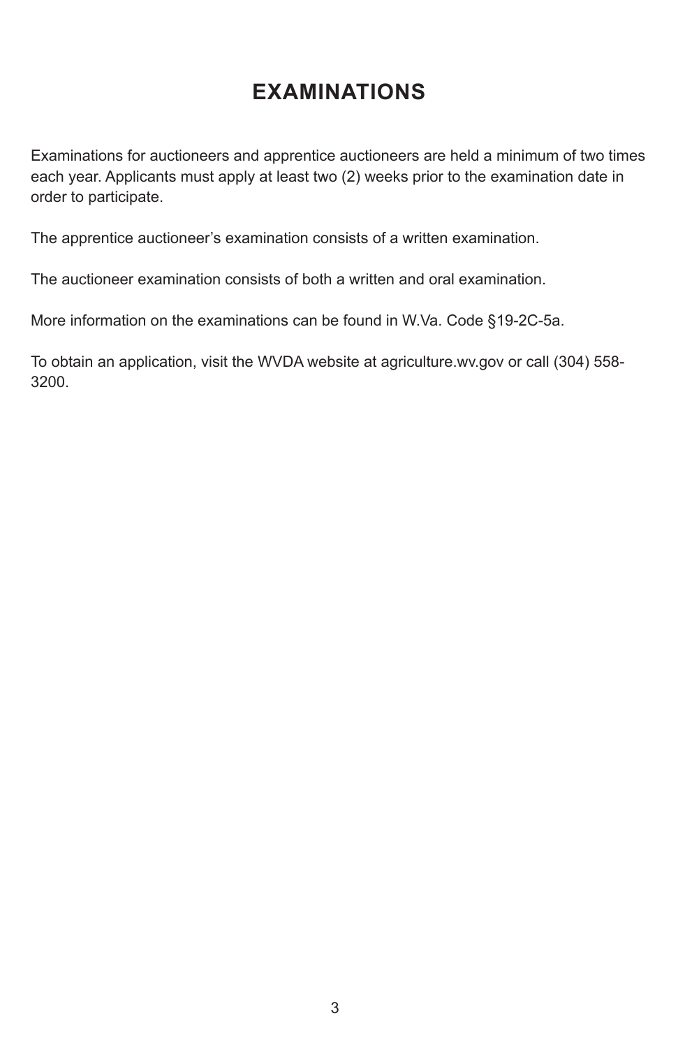# EXAMINATIONS

Examinations for auctioneers and apprentice auctioneers are held a minimum of two times each year. Applicants must apply at least two (2) weeks prior to the examination date in order to participate.

The apprentice auctioneer's examination consists of a written examination.

The auctioneer examination consists of both a written and oral examination.

More information on the examinations can be found in W.Va. Code §19-2C-5a.

To obtain an application, visit the WVDA website at agriculture.wv.gov or call (304) 558-3200.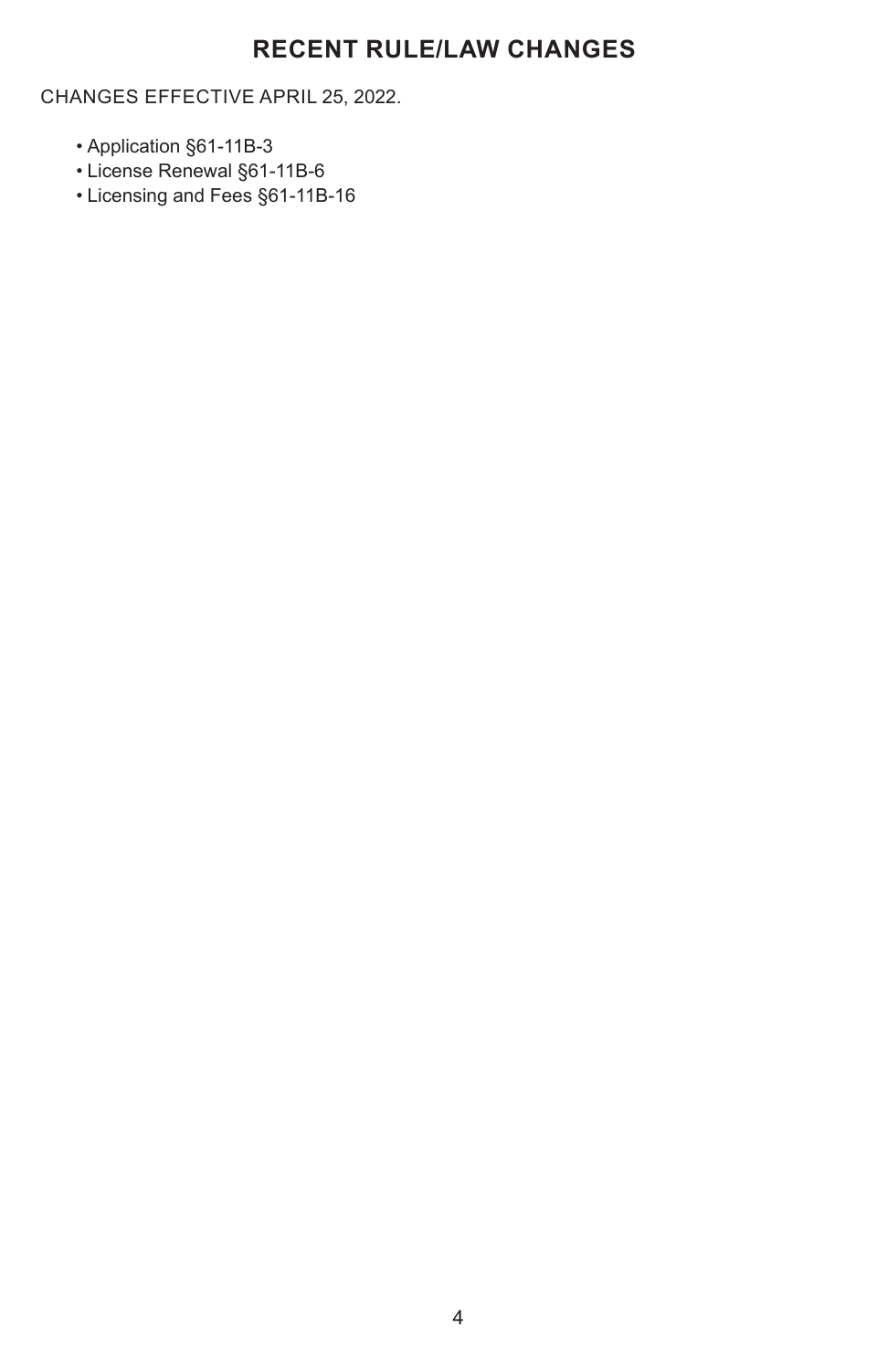# RECENT RULE/LAW CHANGES

CHANGES EFFECTIVE APRIL 25, 2022.

- Application §61-11B-3
- License Renewal §61-11B-6
- Licensing and Fees §61-11B-16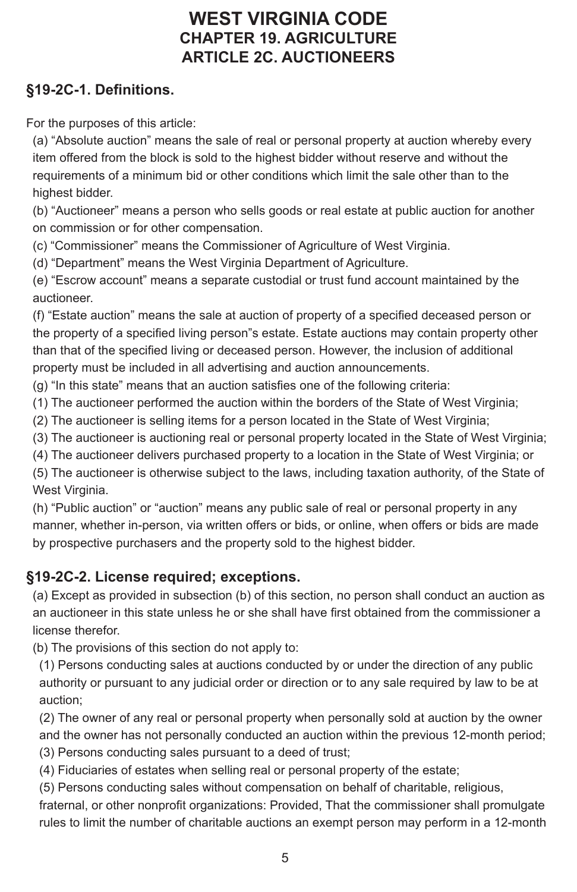# WEST VIRGINIA CODE
## CHAPTER 19. AGRICULTURE
## ARTICLE 2C. AUCTIONEERS

### §19-2C-1. Definitions.

For the purposes of this article:

(a) “Absolute auction” means the sale of real or personal property at auction whereby every item offered from the block is sold to the highest bidder without reserve and without the requirements of a minimum bid or other conditions which limit the sale other than to the highest bidder.

(b) “Auctioneer” means a person who sells goods or real estate at public auction for another on commission or for other compensation.

(c) “Commissioner” means the Commissioner of Agriculture of West Virginia.

(d) “Department” means the West Virginia Department of Agriculture.

(e) “Escrow account” means a separate custodial or trust fund account maintained by the auctioneer.

(f) “Estate auction” means the sale at auction of property of a specified deceased person or the property of a specified living person”s estate. Estate auctions may contain property other than that of the specified living or deceased person. However, the inclusion of additional property must be included in all advertising and auction announcements.

(g) “In this state” means that an auction satisfies one of the following criteria:

(1) The auctioneer performed the auction within the borders of the State of West Virginia;

(2) The auctioneer is selling items for a person located in the State of West Virginia;

(3) The auctioneer is auctioning real or personal property located in the State of West Virginia;

(4) The auctioneer delivers purchased property to a location in the State of West Virginia; or

(5) The auctioneer is otherwise subject to the laws, including taxation authority, of the State of West Virginia.

(h) “Public auction” or “auction” means any public sale of real or personal property in any manner, whether in-person, via written offers or bids, or online, when offers or bids are made by prospective purchasers and the property sold to the highest bidder.

### §19-2C-2. License required; exceptions.

(a) Except as provided in subsection (b) of this section, no person shall conduct an auction as an auctioneer in this state unless he or she shall have first obtained from the commissioner a license therefor.

(b) The provisions of this section do not apply to:

(1) Persons conducting sales at auctions conducted by or under the direction of any public authority or pursuant to any judicial order or direction or to any sale required by law to be at auction;

(2) The owner of any real or personal property when personally sold at auction by the owner and the owner has not personally conducted an auction within the previous 12-month period;

(3) Persons conducting sales pursuant to a deed of trust;

(4) Fiduciaries of estates when selling real or personal property of the estate;

(5) Persons conducting sales without compensation on behalf of charitable, religious, fraternal, or other nonprofit organizations: Provided, That the commissioner shall promulgate rules to limit the number of charitable auctions an exempt person may perform in a 12-month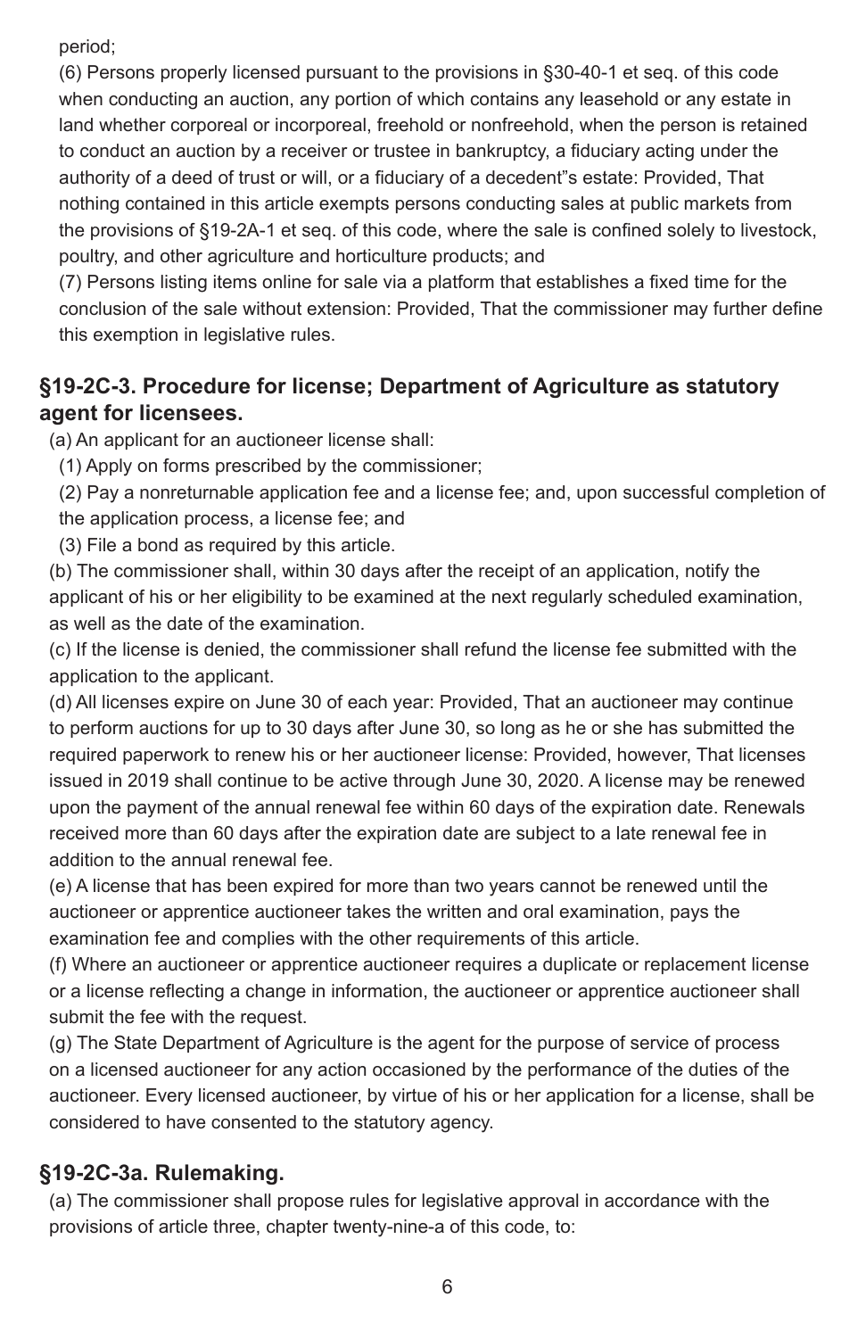period;

(6) Persons properly licensed pursuant to the provisions in §30-40-1 et seq. of this code when conducting an auction, any portion of which contains any leasehold or any estate in land whether corporeal or incorporeal, freehold or nonfreehold, when the person is retained to conduct an auction by a receiver or trustee in bankruptcy, a fiduciary acting under the authority of a deed of trust or will, or a fiduciary of a decedent"s estate: Provided, That nothing contained in this article exempts persons conducting sales at public markets from the provisions of §19-2A-1 et seq. of this code, where the sale is confined solely to livestock, poultry, and other agriculture and horticulture products; and

(7) Persons listing items online for sale via a platform that establishes a fixed time for the conclusion of the sale without extension: Provided, That the commissioner may further define this exemption in legislative rules.

## §19-2C-3. Procedure for license; Department of Agriculture as statutory agent for licensees.

(a) An applicant for an auctioneer license shall:

(1) Apply on forms prescribed by the commissioner;

(2) Pay a nonreturnable application fee and a license fee; and, upon successful completion of the application process, a license fee; and

(3) File a bond as required by this article.

(b) The commissioner shall, within 30 days after the receipt of an application, notify the applicant of his or her eligibility to be examined at the next regularly scheduled examination, as well as the date of the examination.

(c) If the license is denied, the commissioner shall refund the license fee submitted with the application to the applicant.

(d) All licenses expire on June 30 of each year: Provided, That an auctioneer may continue to perform auctions for up to 30 days after June 30, so long as he or she has submitted the required paperwork to renew his or her auctioneer license: Provided, however, That licenses issued in 2019 shall continue to be active through June 30, 2020. A license may be renewed upon the payment of the annual renewal fee within 60 days of the expiration date. Renewals received more than 60 days after the expiration date are subject to a late renewal fee in addition to the annual renewal fee.

(e) A license that has been expired for more than two years cannot be renewed until the auctioneer or apprentice auctioneer takes the written and oral examination, pays the examination fee and complies with the other requirements of this article.

(f) Where an auctioneer or apprentice auctioneer requires a duplicate or replacement license or a license reflecting a change in information, the auctioneer or apprentice auctioneer shall submit the fee with the request.

(g) The State Department of Agriculture is the agent for the purpose of service of process on a licensed auctioneer for any action occasioned by the performance of the duties of the auctioneer. Every licensed auctioneer, by virtue of his or her application for a license, shall be considered to have consented to the statutory agency.

## §19-2C-3a. Rulemaking.

(a) The commissioner shall propose rules for legislative approval in accordance with the provisions of article three, chapter twenty-nine-a of this code, to: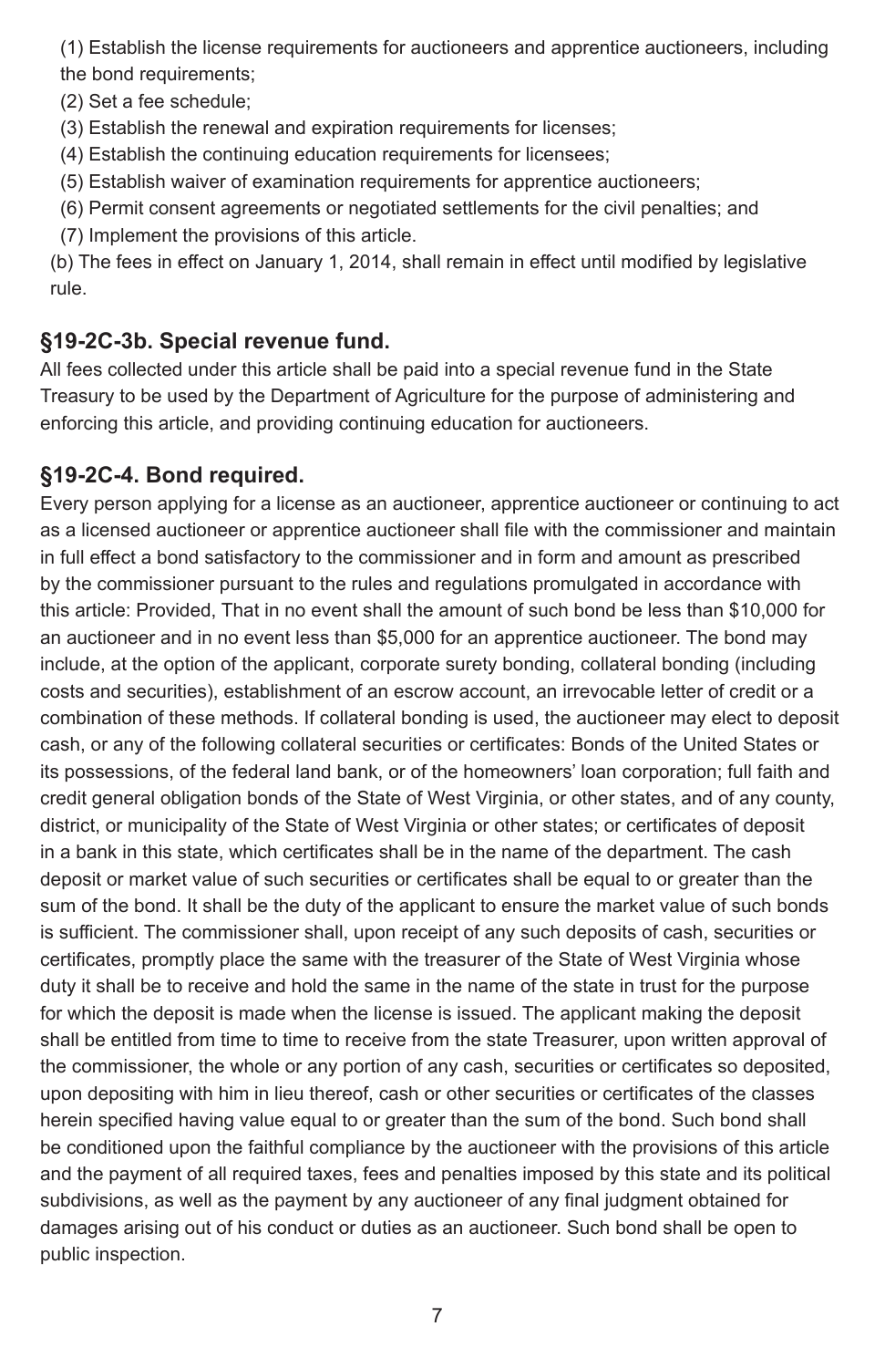(1) Establish the license requirements for auctioneers and apprentice auctioneers, including the bond requirements;

(2) Set a fee schedule;

(3) Establish the renewal and expiration requirements for licenses;

(4) Establish the continuing education requirements for licensees;

(5) Establish waiver of examination requirements for apprentice auctioneers;

(6) Permit consent agreements or negotiated settlements for the civil penalties; and

(7) Implement the provisions of this article.

(b) The fees in effect on January 1, 2014, shall remain in effect until modified by legislative rule.

### §19-2C-3b. Special revenue fund.

All fees collected under this article shall be paid into a special revenue fund in the State Treasury to be used by the Department of Agriculture for the purpose of administering and enforcing this article, and providing continuing education for auctioneers.

### §19-2C-4. Bond required.

Every person applying for a license as an auctioneer, apprentice auctioneer or continuing to act as a licensed auctioneer or apprentice auctioneer shall file with the commissioner and maintain in full effect a bond satisfactory to the commissioner and in form and amount as prescribed by the commissioner pursuant to the rules and regulations promulgated in accordance with this article: Provided, That in no event shall the amount of such bond be less than $10,000 for an auctioneer and in no event less than $5,000 for an apprentice auctioneer. The bond may include, at the option of the applicant, corporate surety bonding, collateral bonding (including costs and securities), establishment of an escrow account, an irrevocable letter of credit or a combination of these methods. If collateral bonding is used, the auctioneer may elect to deposit cash, or any of the following collateral securities or certificates: Bonds of the United States or its possessions, of the federal land bank, or of the homeowners' loan corporation; full faith and credit general obligation bonds of the State of West Virginia, or other states, and of any county, district, or municipality of the State of West Virginia or other states; or certificates of deposit in a bank in this state, which certificates shall be in the name of the department. The cash deposit or market value of such securities or certificates shall be equal to or greater than the sum of the bond. It shall be the duty of the applicant to ensure the market value of such bonds is sufficient. The commissioner shall, upon receipt of any such deposits of cash, securities or certificates, promptly place the same with the treasurer of the State of West Virginia whose duty it shall be to receive and hold the same in the name of the state in trust for the purpose for which the deposit is made when the license is issued. The applicant making the deposit shall be entitled from time to time to receive from the state Treasurer, upon written approval of the commissioner, the whole or any portion of any cash, securities or certificates so deposited, upon depositing with him in lieu thereof, cash or other securities or certificates of the classes herein specified having value equal to or greater than the sum of the bond. Such bond shall be conditioned upon the faithful compliance by the auctioneer with the provisions of this article and the payment of all required taxes, fees and penalties imposed by this state and its political subdivisions, as well as the payment by any auctioneer of any final judgment obtained for damages arising out of his conduct or duties as an auctioneer. Such bond shall be open to public inspection.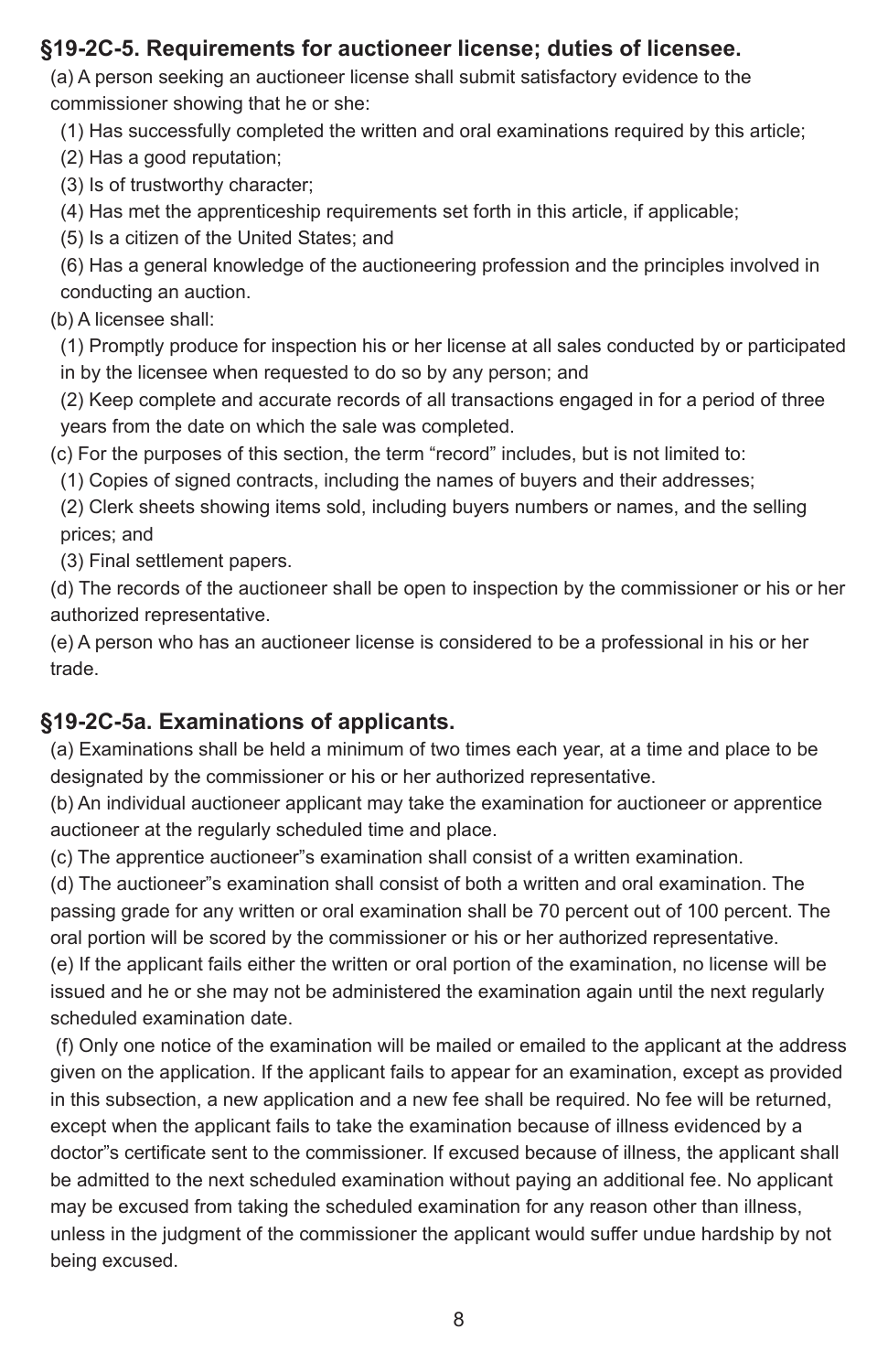## §19-2C-5. Requirements for auctioneer license; duties of licensee.

(a) A person seeking an auctioneer license shall submit satisfactory evidence to the commissioner showing that he or she:

(1) Has successfully completed the written and oral examinations required by this article;

(2) Has a good reputation;

(3) Is of trustworthy character;

(4) Has met the apprenticeship requirements set forth in this article, if applicable;

(5) Is a citizen of the United States; and

(6) Has a general knowledge of the auctioneering profession and the principles involved in conducting an auction.

(b) A licensee shall:

(1) Promptly produce for inspection his or her license at all sales conducted by or participated in by the licensee when requested to do so by any person; and

(2) Keep complete and accurate records of all transactions engaged in for a period of three years from the date on which the sale was completed.

(c) For the purposes of this section, the term "record" includes, but is not limited to:

(1) Copies of signed contracts, including the names of buyers and their addresses;

(2) Clerk sheets showing items sold, including buyers numbers or names, and the selling prices; and

(3) Final settlement papers.

(d) The records of the auctioneer shall be open to inspection by the commissioner or his or her authorized representative.

(e) A person who has an auctioneer license is considered to be a professional in his or her trade.

## §19-2C-5a. Examinations of applicants.

(a) Examinations shall be held a minimum of two times each year, at a time and place to be designated by the commissioner or his or her authorized representative.

(b) An individual auctioneer applicant may take the examination for auctioneer or apprentice auctioneer at the regularly scheduled time and place.

(c) The apprentice auctioneer"s examination shall consist of a written examination.

(d) The auctioneer"s examination shall consist of both a written and oral examination. The passing grade for any written or oral examination shall be 70 percent out of 100 percent. The oral portion will be scored by the commissioner or his or her authorized representative.

(e) If the applicant fails either the written or oral portion of the examination, no license will be issued and he or she may not be administered the examination again until the next regularly scheduled examination date.

(f) Only one notice of the examination will be mailed or emailed to the applicant at the address given on the application. If the applicant fails to appear for an examination, except as provided in this subsection, a new application and a new fee shall be required. No fee will be returned, except when the applicant fails to take the examination because of illness evidenced by a doctor"s certificate sent to the commissioner. If excused because of illness, the applicant shall be admitted to the next scheduled examination without paying an additional fee. No applicant may be excused from taking the scheduled examination for any reason other than illness, unless in the judgment of the commissioner the applicant would suffer undue hardship by not being excused.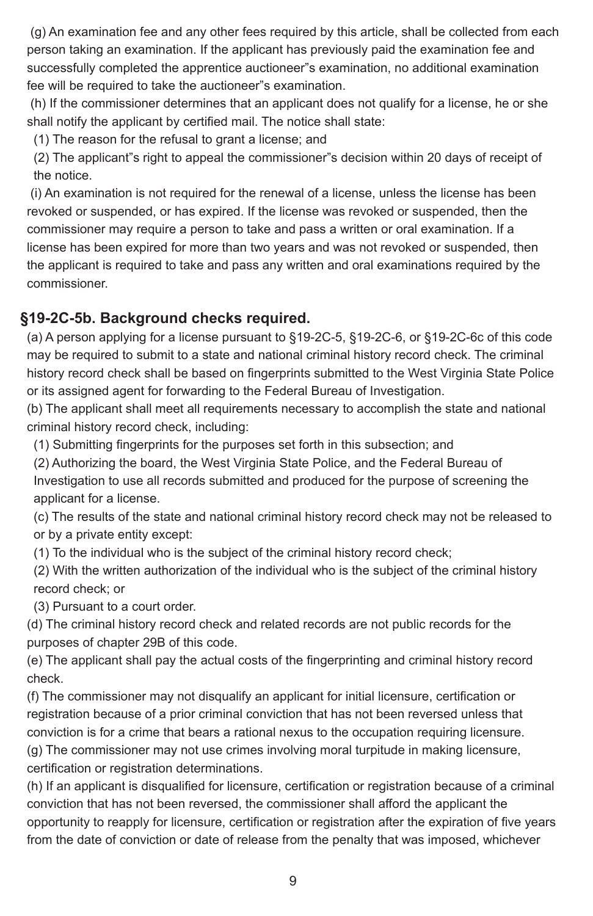(g) An examination fee and any other fees required by this article, shall be collected from each person taking an examination. If the applicant has previously paid the examination fee and successfully completed the apprentice auctioneer"s examination, no additional examination fee will be required to take the auctioneer"s examination.

(h) If the commissioner determines that an applicant does not qualify for a license, he or she shall notify the applicant by certified mail. The notice shall state:

(1) The reason for the refusal to grant a license; and

(2) The applicant"s right to appeal the commissioner"s decision within 20 days of receipt of the notice.

(i) An examination is not required for the renewal of a license, unless the license has been revoked or suspended, or has expired. If the license was revoked or suspended, then the commissioner may require a person to take and pass a written or oral examination. If a license has been expired for more than two years and was not revoked or suspended, then the applicant is required to take and pass any written and oral examinations required by the commissioner.

### §19-2C-5b. Background checks required.

(a) A person applying for a license pursuant to §19-2C-5, §19-2C-6, or §19-2C-6c of this code may be required to submit to a state and national criminal history record check. The criminal history record check shall be based on fingerprints submitted to the West Virginia State Police or its assigned agent for forwarding to the Federal Bureau of Investigation.

(b) The applicant shall meet all requirements necessary to accomplish the state and national criminal history record check, including:

(1) Submitting fingerprints for the purposes set forth in this subsection; and

(2) Authorizing the board, the West Virginia State Police, and the Federal Bureau of Investigation to use all records submitted and produced for the purpose of screening the applicant for a license.

(c) The results of the state and national criminal history record check may not be released to or by a private entity except:

(1) To the individual who is the subject of the criminal history record check;

(2) With the written authorization of the individual who is the subject of the criminal history record check; or

(3) Pursuant to a court order.

(d) The criminal history record check and related records are not public records for the purposes of chapter 29B of this code.

(e) The applicant shall pay the actual costs of the fingerprinting and criminal history record check.

(f) The commissioner may not disqualify an applicant for initial licensure, certification or registration because of a prior criminal conviction that has not been reversed unless that conviction is for a crime that bears a rational nexus to the occupation requiring licensure.

(g) The commissioner may not use crimes involving moral turpitude in making licensure, certification or registration determinations.

(h) If an applicant is disqualified for licensure, certification or registration because of a criminal conviction that has not been reversed, the commissioner shall afford the applicant the opportunity to reapply for licensure, certification or registration after the expiration of five years from the date of conviction or date of release from the penalty that was imposed, whichever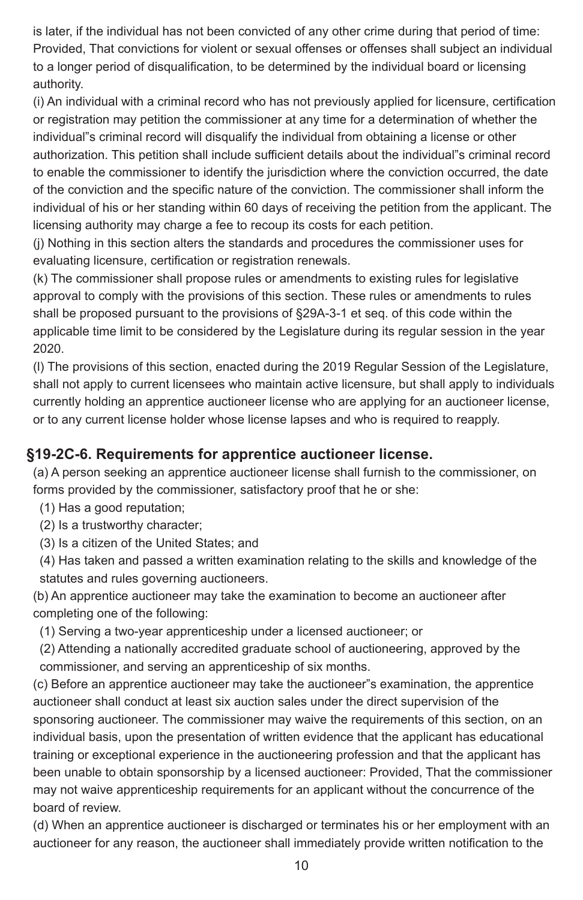is later, if the individual has not been convicted of any other crime during that period of time: Provided, That convictions for violent or sexual offenses or offenses shall subject an individual to a longer period of disqualification, to be determined by the individual board or licensing authority.

(i) An individual with a criminal record who has not previously applied for licensure, certification or registration may petition the commissioner at any time for a determination of whether the individual"s criminal record will disqualify the individual from obtaining a license or other authorization. This petition shall include sufficient details about the individual"s criminal record to enable the commissioner to identify the jurisdiction where the conviction occurred, the date of the conviction and the specific nature of the conviction. The commissioner shall inform the individual of his or her standing within 60 days of receiving the petition from the applicant. The licensing authority may charge a fee to recoup its costs for each petition.

(j) Nothing in this section alters the standards and procedures the commissioner uses for evaluating licensure, certification or registration renewals.

(k) The commissioner shall propose rules or amendments to existing rules for legislative approval to comply with the provisions of this section. These rules or amendments to rules shall be proposed pursuant to the provisions of §29A-3-1 et seq. of this code within the applicable time limit to be considered by the Legislature during its regular session in the year 2020.

(l) The provisions of this section, enacted during the 2019 Regular Session of the Legislature, shall not apply to current licensees who maintain active licensure, but shall apply to individuals currently holding an apprentice auctioneer license who are applying for an auctioneer license, or to any current license holder whose license lapses and who is required to reapply.

## §19-2C-6. Requirements for apprentice auctioneer license.

(a) A person seeking an apprentice auctioneer license shall furnish to the commissioner, on forms provided by the commissioner, satisfactory proof that he or she:

(1) Has a good reputation;

(2) Is a trustworthy character;

(3) Is a citizen of the United States; and

(4) Has taken and passed a written examination relating to the skills and knowledge of the statutes and rules governing auctioneers.

(b) An apprentice auctioneer may take the examination to become an auctioneer after completing one of the following:

(1) Serving a two-year apprenticeship under a licensed auctioneer; or

(2) Attending a nationally accredited graduate school of auctioneering, approved by the commissioner, and serving an apprenticeship of six months.

(c) Before an apprentice auctioneer may take the auctioneer"s examination, the apprentice auctioneer shall conduct at least six auction sales under the direct supervision of the sponsoring auctioneer. The commissioner may waive the requirements of this section, on an individual basis, upon the presentation of written evidence that the applicant has educational training or exceptional experience in the auctioneering profession and that the applicant has been unable to obtain sponsorship by a licensed auctioneer: Provided, That the commissioner may not waive apprenticeship requirements for an applicant without the concurrence of the board of review.

(d) When an apprentice auctioneer is discharged or terminates his or her employment with an auctioneer for any reason, the auctioneer shall immediately provide written notification to the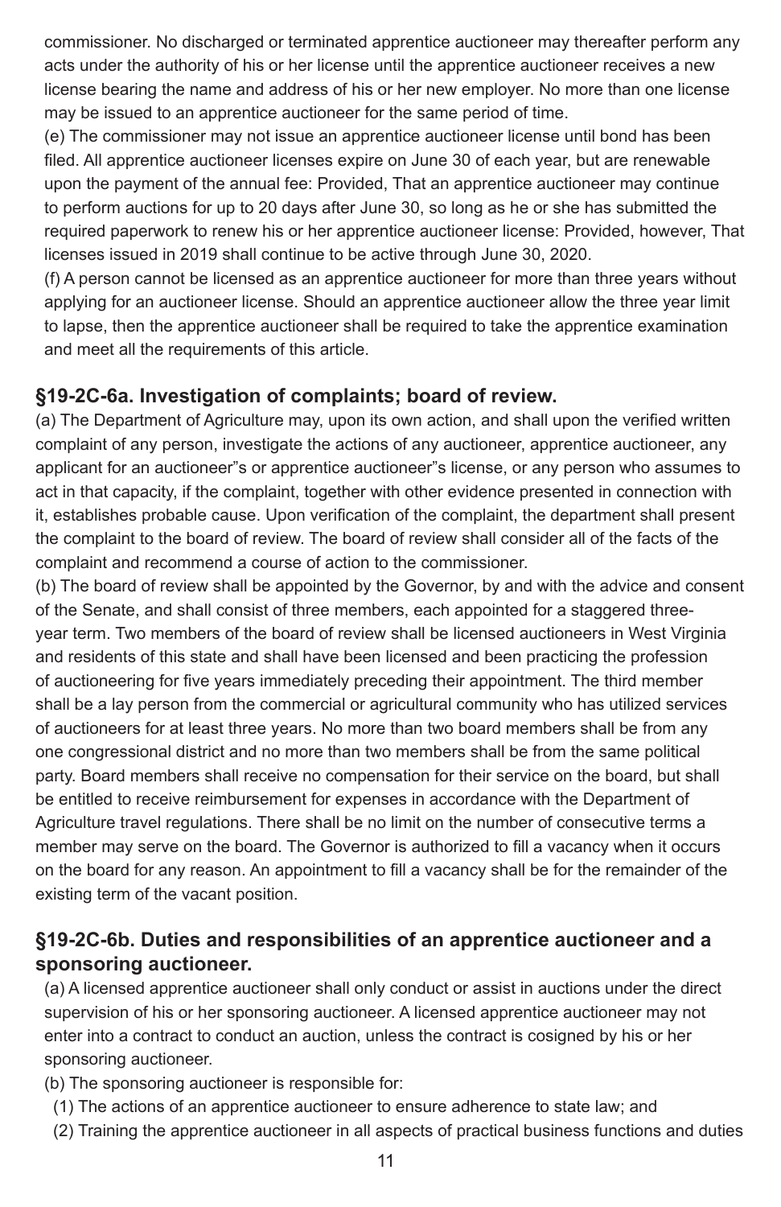commissioner. No discharged or terminated apprentice auctioneer may thereafter perform any acts under the authority of his or her license until the apprentice auctioneer receives a new license bearing the name and address of his or her new employer. No more than one license may be issued to an apprentice auctioneer for the same period of time.

(e) The commissioner may not issue an apprentice auctioneer license until bond has been filed. All apprentice auctioneer licenses expire on June 30 of each year, but are renewable upon the payment of the annual fee: Provided, That an apprentice auctioneer may continue to perform auctions for up to 20 days after June 30, so long as he or she has submitted the required paperwork to renew his or her apprentice auctioneer license: Provided, however, That licenses issued in 2019 shall continue to be active through June 30, 2020.

(f) A person cannot be licensed as an apprentice auctioneer for more than three years without applying for an auctioneer license. Should an apprentice auctioneer allow the three year limit to lapse, then the apprentice auctioneer shall be required to take the apprentice examination and meet all the requirements of this article.

## §19-2C-6a. Investigation of complaints; board of review.

(a) The Department of Agriculture may, upon its own action, and shall upon the verified written complaint of any person, investigate the actions of any auctioneer, apprentice auctioneer, any applicant for an auctioneer"s or apprentice auctioneer"s license, or any person who assumes to act in that capacity, if the complaint, together with other evidence presented in connection with it, establishes probable cause. Upon verification of the complaint, the department shall present the complaint to the board of review. The board of review shall consider all of the facts of the complaint and recommend a course of action to the commissioner.

(b) The board of review shall be appointed by the Governor, by and with the advice and consent of the Senate, and shall consist of three members, each appointed for a staggered three-year term. Two members of the board of review shall be licensed auctioneers in West Virginia and residents of this state and shall have been licensed and been practicing the profession of auctioneering for five years immediately preceding their appointment. The third member shall be a lay person from the commercial or agricultural community who has utilized services of auctioneers for at least three years. No more than two board members shall be from any one congressional district and no more than two members shall be from the same political party. Board members shall receive no compensation for their service on the board, but shall be entitled to receive reimbursement for expenses in accordance with the Department of Agriculture travel regulations. There shall be no limit on the number of consecutive terms a member may serve on the board. The Governor is authorized to fill a vacancy when it occurs on the board for any reason. An appointment to fill a vacancy shall be for the remainder of the existing term of the vacant position.

## §19-2C-6b. Duties and responsibilities of an apprentice auctioneer and a sponsoring auctioneer.

(a) A licensed apprentice auctioneer shall only conduct or assist in auctions under the direct supervision of his or her sponsoring auctioneer. A licensed apprentice auctioneer may not enter into a contract to conduct an auction, unless the contract is cosigned by his or her sponsoring auctioneer.

(b) The sponsoring auctioneer is responsible for:

(1) The actions of an apprentice auctioneer to ensure adherence to state law; and

(2) Training the apprentice auctioneer in all aspects of practical business functions and duties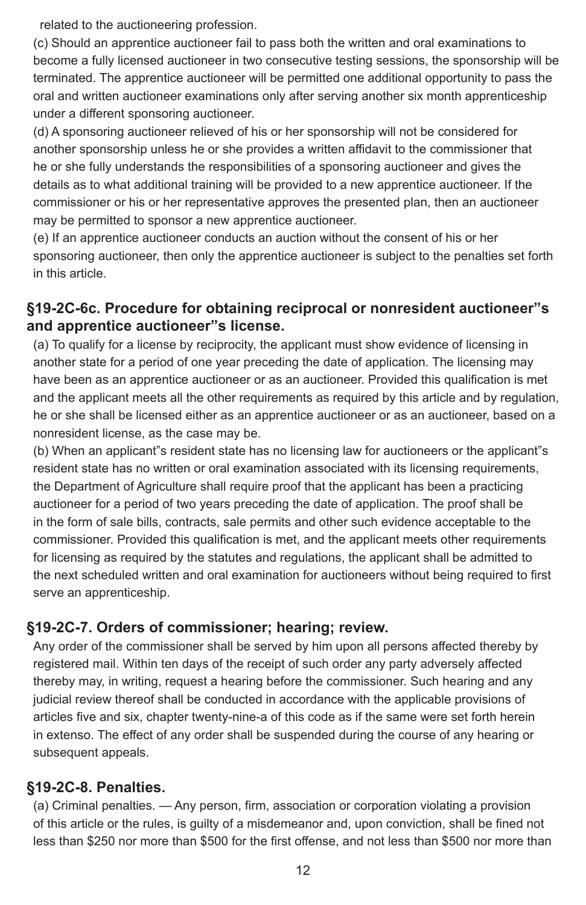related to the auctioneering profession.

(c) Should an apprentice auctioneer fail to pass both the written and oral examinations to become a fully licensed auctioneer in two consecutive testing sessions, the sponsorship will be terminated. The apprentice auctioneer will be permitted one additional opportunity to pass the oral and written auctioneer examinations only after serving another six month apprenticeship under a different sponsoring auctioneer.

(d) A sponsoring auctioneer relieved of his or her sponsorship will not be considered for another sponsorship unless he or she provides a written affidavit to the commissioner that he or she fully understands the responsibilities of a sponsoring auctioneer and gives the details as to what additional training will be provided to a new apprentice auctioneer. If the commissioner or his or her representative approves the presented plan, then an auctioneer may be permitted to sponsor a new apprentice auctioneer.

(e) If an apprentice auctioneer conducts an auction without the consent of his or her sponsoring auctioneer, then only the apprentice auctioneer is subject to the penalties set forth in this article.

## §19-2C-6c. Procedure for obtaining reciprocal or nonresident auctioneer"s and apprentice auctioneer"s license.

(a) To qualify for a license by reciprocity, the applicant must show evidence of licensing in another state for a period of one year preceding the date of application. The licensing may have been as an apprentice auctioneer or as an auctioneer. Provided this qualification is met and the applicant meets all the other requirements as required by this article and by regulation, he or she shall be licensed either as an apprentice auctioneer or as an auctioneer, based on a nonresident license, as the case may be.

(b) When an applicant"s resident state has no licensing law for auctioneers or the applicant"s resident state has no written or oral examination associated with its licensing requirements, the Department of Agriculture shall require proof that the applicant has been a practicing auctioneer for a period of two years preceding the date of application. The proof shall be in the form of sale bills, contracts, sale permits and other such evidence acceptable to the commissioner. Provided this qualification is met, and the applicant meets other requirements for licensing as required by the statutes and regulations, the applicant shall be admitted to the next scheduled written and oral examination for auctioneers without being required to first serve an apprenticeship.

## §19-2C-7. Orders of commissioner; hearing; review.

Any order of the commissioner shall be served by him upon all persons affected thereby by registered mail. Within ten days of the receipt of such order any party adversely affected thereby may, in writing, request a hearing before the commissioner. Such hearing and any judicial review thereof shall be conducted in accordance with the applicable provisions of articles five and six, chapter twenty-nine-a of this code as if the same were set forth herein in extenso. The effect of any order shall be suspended during the course of any hearing or subsequent appeals.

## §19-2C-8. Penalties.

(a) Criminal penalties. — Any person, firm, association or corporation violating a provision of this article or the rules, is guilty of a misdemeanor and, upon conviction, shall be fined not less than $250 nor more than $500 for the first offense, and not less than $500 nor more than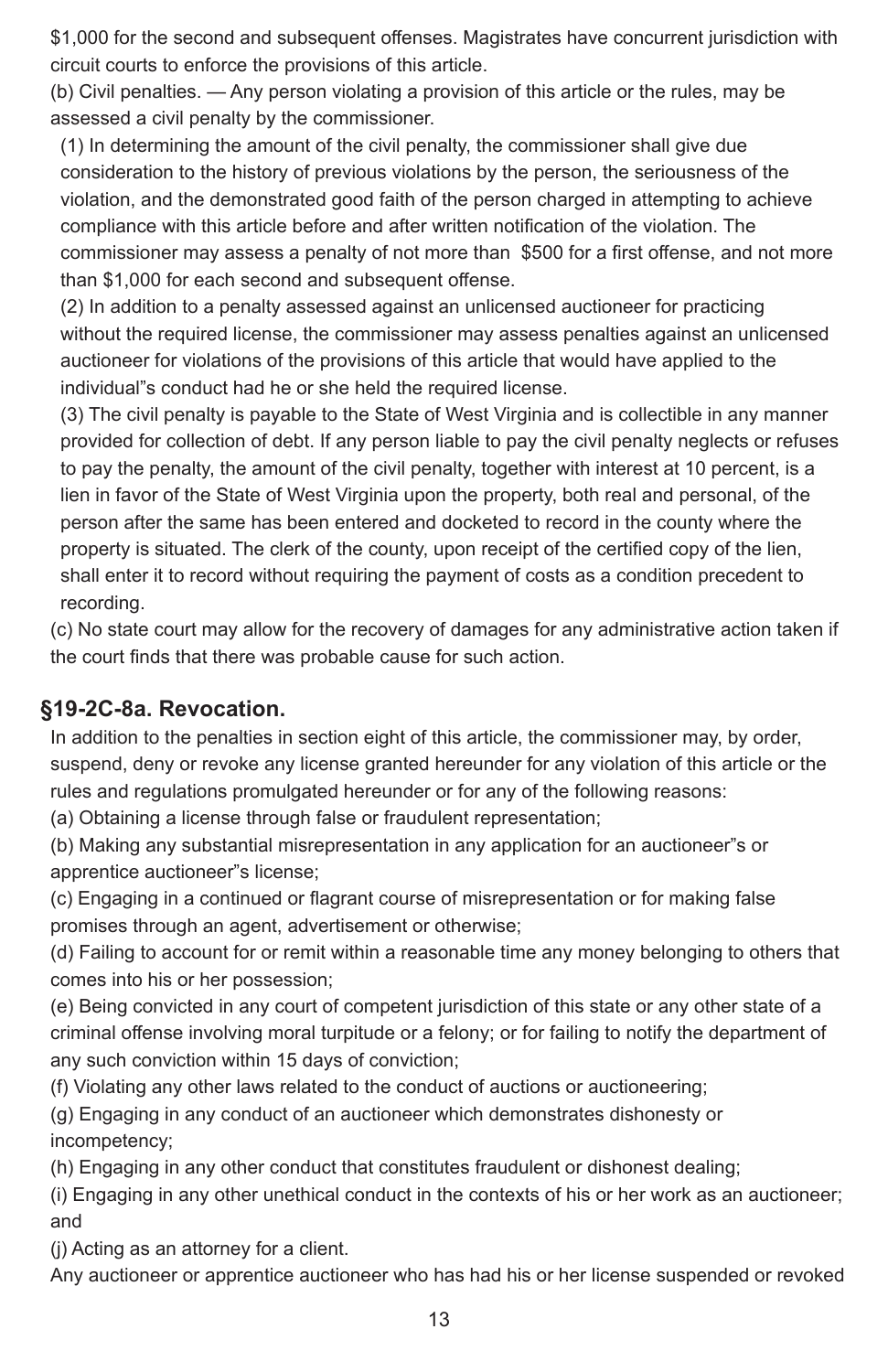$1,000 for the second and subsequent offenses. Magistrates have concurrent jurisdiction with circuit courts to enforce the provisions of this article.

(b) Civil penalties. — Any person violating a provision of this article or the rules, may be assessed a civil penalty by the commissioner.

(1) In determining the amount of the civil penalty, the commissioner shall give due consideration to the history of previous violations by the person, the seriousness of the violation, and the demonstrated good faith of the person charged in attempting to achieve compliance with this article before and after written notification of the violation. The commissioner may assess a penalty of not more than $500 for a first offense, and not more than $1,000 for each second and subsequent offense.

(2) In addition to a penalty assessed against an unlicensed auctioneer for practicing without the required license, the commissioner may assess penalties against an unlicensed auctioneer for violations of the provisions of this article that would have applied to the individual"s conduct had he or she held the required license.

(3) The civil penalty is payable to the State of West Virginia and is collectible in any manner provided for collection of debt. If any person liable to pay the civil penalty neglects or refuses to pay the penalty, the amount of the civil penalty, together with interest at 10 percent, is a lien in favor of the State of West Virginia upon the property, both real and personal, of the person after the same has been entered and docketed to record in the county where the property is situated. The clerk of the county, upon receipt of the certified copy of the lien, shall enter it to record without requiring the payment of costs as a condition precedent to recording.

(c) No state court may allow for the recovery of damages for any administrative action taken if the court finds that there was probable cause for such action.

## §19-2C-8a. Revocation.

In addition to the penalties in section eight of this article, the commissioner may, by order, suspend, deny or revoke any license granted hereunder for any violation of this article or the rules and regulations promulgated hereunder or for any of the following reasons:

(a) Obtaining a license through false or fraudulent representation;

(b) Making any substantial misrepresentation in any application for an auctioneer"s or apprentice auctioneer"s license;

(c) Engaging in a continued or flagrant course of misrepresentation or for making false promises through an agent, advertisement or otherwise;

(d) Failing to account for or remit within a reasonable time any money belonging to others that comes into his or her possession;

(e) Being convicted in any court of competent jurisdiction of this state or any other state of a criminal offense involving moral turpitude or a felony; or for failing to notify the department of any such conviction within 15 days of conviction;

(f) Violating any other laws related to the conduct of auctions or auctioneering;

(g) Engaging in any conduct of an auctioneer which demonstrates dishonesty or incompetency;

(h) Engaging in any other conduct that constitutes fraudulent or dishonest dealing;

(i) Engaging in any other unethical conduct in the contexts of his or her work as an auctioneer; and

(j) Acting as an attorney for a client.

Any auctioneer or apprentice auctioneer who has had his or her license suspended or revoked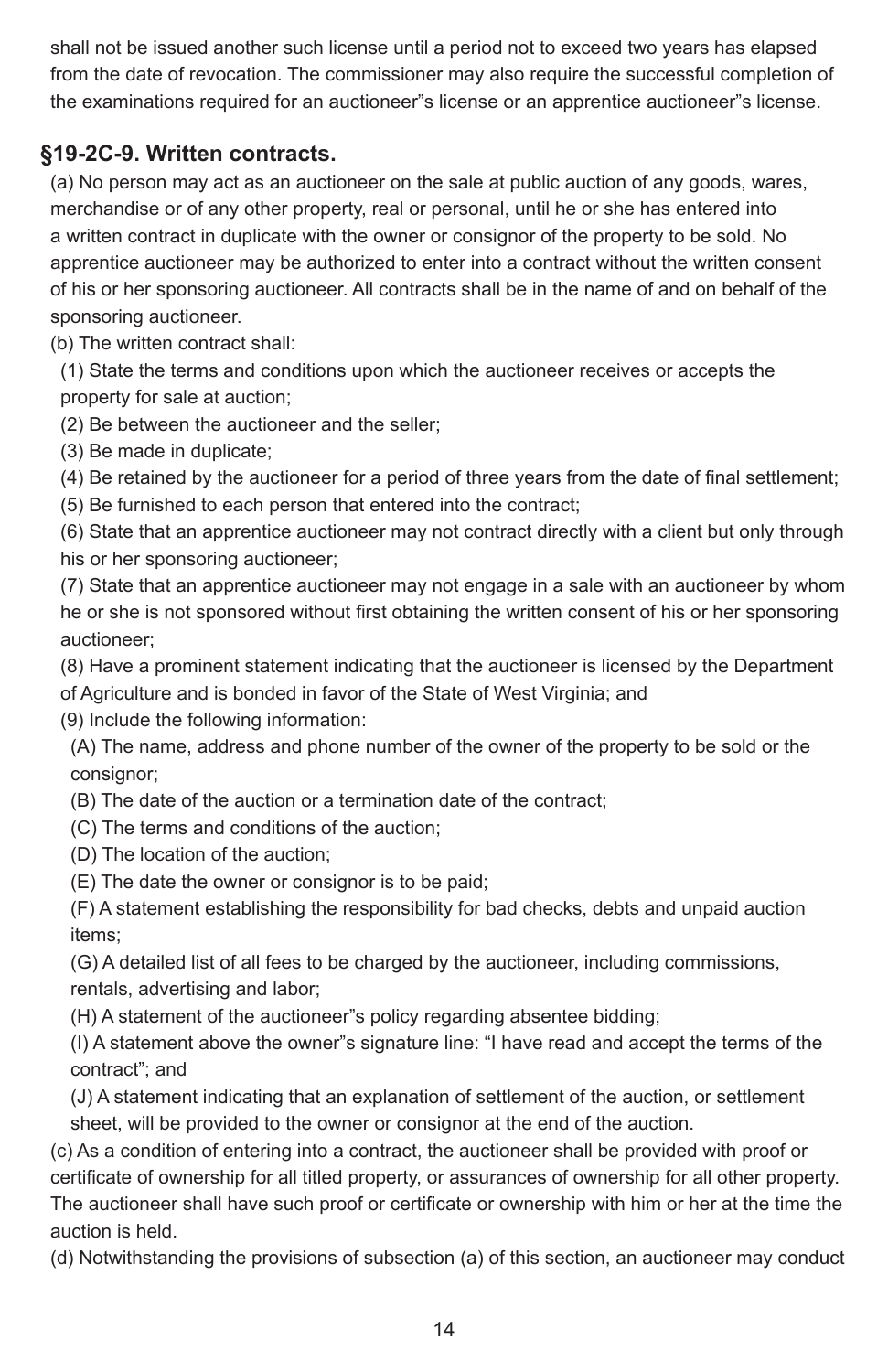shall not be issued another such license until a period not to exceed two years has elapsed from the date of revocation. The commissioner may also require the successful completion of the examinations required for an auctioneer"s license or an apprentice auctioneer"s license.

## §19-2C-9. Written contracts.

(a) No person may act as an auctioneer on the sale at public auction of any goods, wares, merchandise or of any other property, real or personal, until he or she has entered into a written contract in duplicate with the owner or consignor of the property to be sold. No apprentice auctioneer may be authorized to enter into a contract without the written consent of his or her sponsoring auctioneer. All contracts shall be in the name of and on behalf of the sponsoring auctioneer.

(b) The written contract shall:

(1) State the terms and conditions upon which the auctioneer receives or accepts the property for sale at auction;

(2) Be between the auctioneer and the seller;

(3) Be made in duplicate;

(4) Be retained by the auctioneer for a period of three years from the date of final settlement;

(5) Be furnished to each person that entered into the contract;

(6) State that an apprentice auctioneer may not contract directly with a client but only through his or her sponsoring auctioneer;

(7) State that an apprentice auctioneer may not engage in a sale with an auctioneer by whom he or she is not sponsored without first obtaining the written consent of his or her sponsoring auctioneer;

(8) Have a prominent statement indicating that the auctioneer is licensed by the Department of Agriculture and is bonded in favor of the State of West Virginia; and

(9) Include the following information:

(A) The name, address and phone number of the owner of the property to be sold or the consignor;

(B) The date of the auction or a termination date of the contract;

(C) The terms and conditions of the auction;

(D) The location of the auction;

(E) The date the owner or consignor is to be paid;

(F) A statement establishing the responsibility for bad checks, debts and unpaid auction items;

(G) A detailed list of all fees to be charged by the auctioneer, including commissions, rentals, advertising and labor;

(H) A statement of the auctioneer"s policy regarding absentee bidding;

(I) A statement above the owner"s signature line: "I have read and accept the terms of the contract"; and

(J) A statement indicating that an explanation of settlement of the auction, or settlement sheet, will be provided to the owner or consignor at the end of the auction.

(c) As a condition of entering into a contract, the auctioneer shall be provided with proof or certificate of ownership for all titled property, or assurances of ownership for all other property. The auctioneer shall have such proof or certificate or ownership with him or her at the time the auction is held.

(d) Notwithstanding the provisions of subsection (a) of this section, an auctioneer may conduct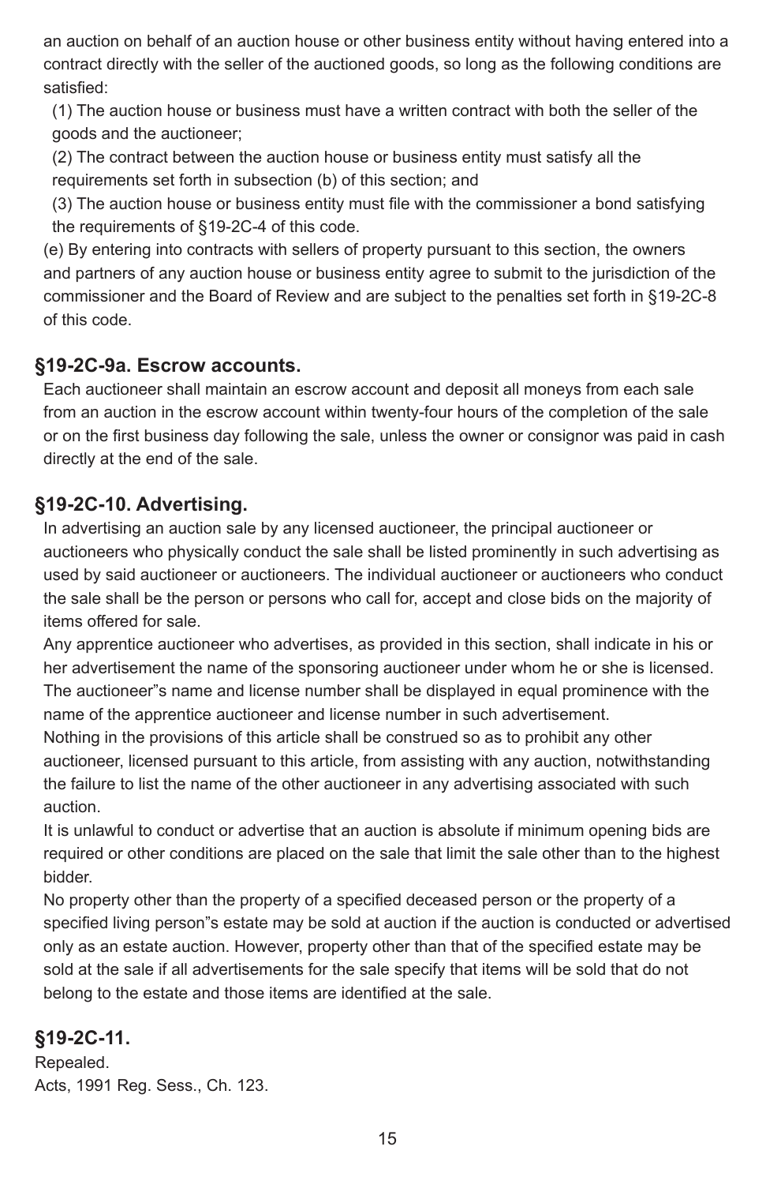an auction on behalf of an auction house or other business entity without having entered into a contract directly with the seller of the auctioned goods, so long as the following conditions are satisfied:

(1) The auction house or business must have a written contract with both the seller of the goods and the auctioneer;

(2) The contract between the auction house or business entity must satisfy all the requirements set forth in subsection (b) of this section; and

(3) The auction house or business entity must file with the commissioner a bond satisfying the requirements of §19-2C-4 of this code.

(e) By entering into contracts with sellers of property pursuant to this section, the owners and partners of any auction house or business entity agree to submit to the jurisdiction of the commissioner and the Board of Review and are subject to the penalties set forth in §19-2C-8 of this code.

## §19-2C-9a. Escrow accounts.

Each auctioneer shall maintain an escrow account and deposit all moneys from each sale from an auction in the escrow account within twenty-four hours of the completion of the sale or on the first business day following the sale, unless the owner or consignor was paid in cash directly at the end of the sale.

## §19-2C-10. Advertising.

In advertising an auction sale by any licensed auctioneer, the principal auctioneer or auctioneers who physically conduct the sale shall be listed prominently in such advertising as used by said auctioneer or auctioneers. The individual auctioneer or auctioneers who conduct the sale shall be the person or persons who call for, accept and close bids on the majority of items offered for sale.

Any apprentice auctioneer who advertises, as provided in this section, shall indicate in his or her advertisement the name of the sponsoring auctioneer under whom he or she is licensed. The auctioneer"s name and license number shall be displayed in equal prominence with the name of the apprentice auctioneer and license number in such advertisement.

Nothing in the provisions of this article shall be construed so as to prohibit any other auctioneer, licensed pursuant to this article, from assisting with any auction, notwithstanding the failure to list the name of the other auctioneer in any advertising associated with such auction.

It is unlawful to conduct or advertise that an auction is absolute if minimum opening bids are required or other conditions are placed on the sale that limit the sale other than to the highest bidder.

No property other than the property of a specified deceased person or the property of a specified living person"s estate may be sold at auction if the auction is conducted or advertised only as an estate auction. However, property other than that of the specified estate may be sold at the sale if all advertisements for the sale specify that items will be sold that do not belong to the estate and those items are identified at the sale.

## §19-2C-11.

Repealed.
Acts, 1991 Reg. Sess., Ch. 123.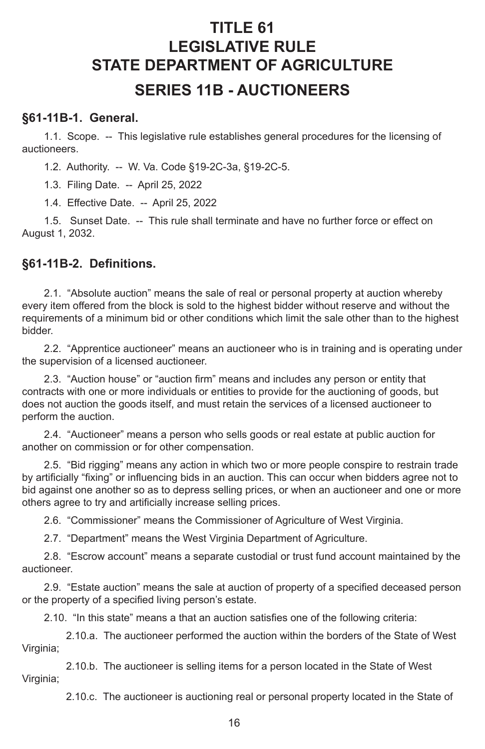# TITLE 61
# LEGISLATIVE RULE
# STATE DEPARTMENT OF AGRICULTURE
# SERIES 11B - AUCTIONEERS

## §61-11B-1. General.

1.1. Scope. -- This legislative rule establishes general procedures for the licensing of auctioneers.

1.2. Authority. -- W. Va. Code §19-2C-3a, §19-2C-5.

1.3. Filing Date. -- April 25, 2022

1.4. Effective Date. -- April 25, 2022

1.5. Sunset Date. -- This rule shall terminate and have no further force or effect on August 1, 2032.

## §61-11B-2. Definitions.

2.1. "Absolute auction" means the sale of real or personal property at auction whereby every item offered from the block is sold to the highest bidder without reserve and without the requirements of a minimum bid or other conditions which limit the sale other than to the highest bidder.

2.2. "Apprentice auctioneer" means an auctioneer who is in training and is operating under the supervision of a licensed auctioneer.

2.3. "Auction house" or "auction firm" means and includes any person or entity that contracts with one or more individuals or entities to provide for the auctioning of goods, but does not auction the goods itself, and must retain the services of a licensed auctioneer to perform the auction.

2.4. "Auctioneer" means a person who sells goods or real estate at public auction for another on commission or for other compensation.

2.5. "Bid rigging" means any action in which two or more people conspire to restrain trade by artificially "fixing" or influencing bids in an auction. This can occur when bidders agree not to bid against one another so as to depress selling prices, or when an auctioneer and one or more others agree to try and artificially increase selling prices.

2.6. "Commissioner" means the Commissioner of Agriculture of West Virginia.

2.7. "Department" means the West Virginia Department of Agriculture.

2.8. "Escrow account" means a separate custodial or trust fund account maintained by the auctioneer.

2.9. "Estate auction" means the sale at auction of property of a specified deceased person or the property of a specified living person's estate.

2.10. "In this state" means a that an auction satisfies one of the following criteria:

2.10.a. The auctioneer performed the auction within the borders of the State of West Virginia;

2.10.b. The auctioneer is selling items for a person located in the State of West Virginia;

2.10.c. The auctioneer is auctioning real or personal property located in the State of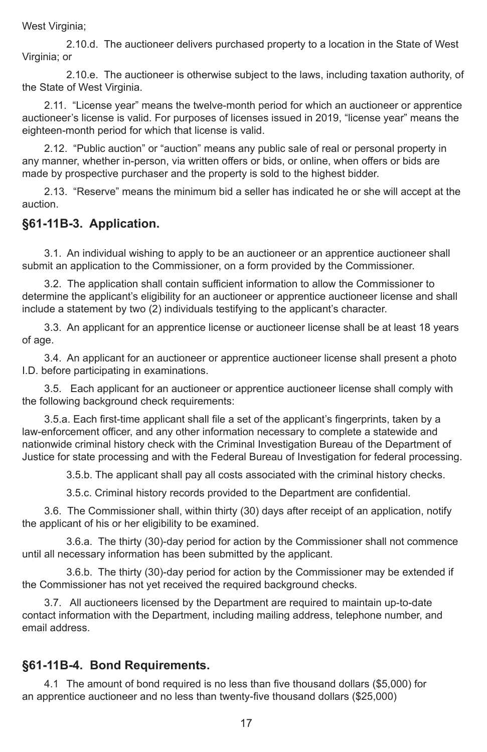West Virginia;

2.10.d. The auctioneer delivers purchased property to a location in the State of West Virginia; or

2.10.e. The auctioneer is otherwise subject to the laws, including taxation authority, of the State of West Virginia.

2.11. "License year" means the twelve-month period for which an auctioneer or apprentice auctioneer's license is valid. For purposes of licenses issued in 2019, "license year" means the eighteen-month period for which that license is valid.

2.12. "Public auction" or "auction" means any public sale of real or personal property in any manner, whether in-person, via written offers or bids, or online, when offers or bids are made by prospective purchaser and the property is sold to the highest bidder.

2.13. "Reserve" means the minimum bid a seller has indicated he or she will accept at the auction.

## §61-11B-3. Application.

3.1. An individual wishing to apply to be an auctioneer or an apprentice auctioneer shall submit an application to the Commissioner, on a form provided by the Commissioner.

3.2. The application shall contain sufficient information to allow the Commissioner to determine the applicant's eligibility for an auctioneer or apprentice auctioneer license and shall include a statement by two (2) individuals testifying to the applicant's character.

3.3. An applicant for an apprentice license or auctioneer license shall be at least 18 years of age.

3.4. An applicant for an auctioneer or apprentice auctioneer license shall present a photo I.D. before participating in examinations.

3.5. Each applicant for an auctioneer or apprentice auctioneer license shall comply with the following background check requirements:

3.5.a. Each first-time applicant shall file a set of the applicant's fingerprints, taken by a law-enforcement officer, and any other information necessary to complete a statewide and nationwide criminal history check with the Criminal Investigation Bureau of the Department of Justice for state processing and with the Federal Bureau of Investigation for federal processing.

3.5.b. The applicant shall pay all costs associated with the criminal history checks.

3.5.c. Criminal history records provided to the Department are confidential.

3.6. The Commissioner shall, within thirty (30) days after receipt of an application, notify the applicant of his or her eligibility to be examined.

3.6.a. The thirty (30)-day period for action by the Commissioner shall not commence until all necessary information has been submitted by the applicant.

3.6.b. The thirty (30)-day period for action by the Commissioner may be extended if the Commissioner has not yet received the required background checks.

3.7. All auctioneers licensed by the Department are required to maintain up-to-date contact information with the Department, including mailing address, telephone number, and email address.

## §61-11B-4. Bond Requirements.

4.1 The amount of bond required is no less than five thousand dollars ($5,000) for an apprentice auctioneer and no less than twenty-five thousand dollars ($25,000)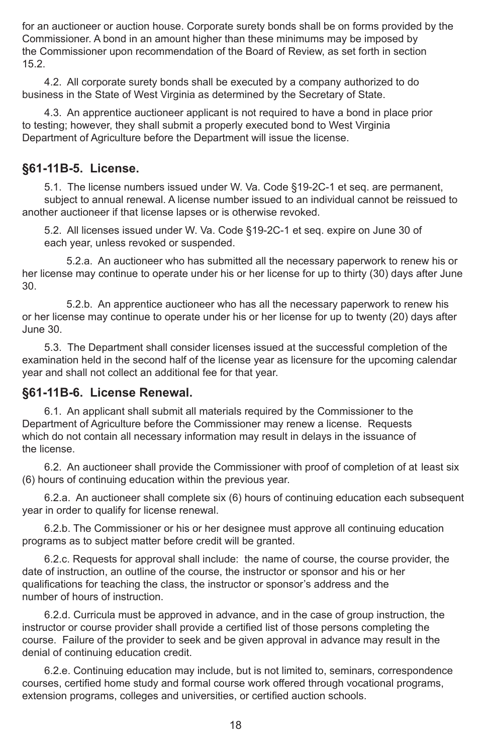for an auctioneer or auction house. Corporate surety bonds shall be on forms provided by the Commissioner. A bond in an amount higher than these minimums may be imposed by the Commissioner upon recommendation of the Board of Review, as set forth in section 15.2.

4.2. All corporate surety bonds shall be executed by a company authorized to do business in the State of West Virginia as determined by the Secretary of State.

4.3. An apprentice auctioneer applicant is not required to have a bond in place prior to testing; however, they shall submit a properly executed bond to West Virginia Department of Agriculture before the Department will issue the license.

## §61-11B-5. License.

5.1. The license numbers issued under W. Va. Code §19-2C-1 et seq. are permanent, subject to annual renewal. A license number issued to an individual cannot be reissued to another auctioneer if that license lapses or is otherwise revoked.

5.2. All licenses issued under W. Va. Code §19-2C-1 et seq. expire on June 30 of each year, unless revoked or suspended.

5.2.a. An auctioneer who has submitted all the necessary paperwork to renew his or her license may continue to operate under his or her license for up to thirty (30) days after June 30.

5.2.b. An apprentice auctioneer who has all the necessary paperwork to renew his or her license may continue to operate under his or her license for up to twenty (20) days after June 30.

5.3. The Department shall consider licenses issued at the successful completion of the examination held in the second half of the license year as licensure for the upcoming calendar year and shall not collect an additional fee for that year.

## §61-11B-6. License Renewal.

6.1. An applicant shall submit all materials required by the Commissioner to the Department of Agriculture before the Commissioner may renew a license. Requests which do not contain all necessary information may result in delays in the issuance of the license.

6.2. An auctioneer shall provide the Commissioner with proof of completion of at least six (6) hours of continuing education within the previous year.

6.2.a. An auctioneer shall complete six (6) hours of continuing education each subsequent year in order to qualify for license renewal.

6.2.b. The Commissioner or his or her designee must approve all continuing education programs as to subject matter before credit will be granted.

6.2.c. Requests for approval shall include: the name of course, the course provider, the date of instruction, an outline of the course, the instructor or sponsor and his or her qualifications for teaching the class, the instructor or sponsor's address and the number of hours of instruction.

6.2.d. Curricula must be approved in advance, and in the case of group instruction, the instructor or course provider shall provide a certified list of those persons completing the course. Failure of the provider to seek and be given approval in advance may result in the denial of continuing education credit.

6.2.e. Continuing education may include, but is not limited to, seminars, correspondence courses, certified home study and formal course work offered through vocational programs, extension programs, colleges and universities, or certified auction schools.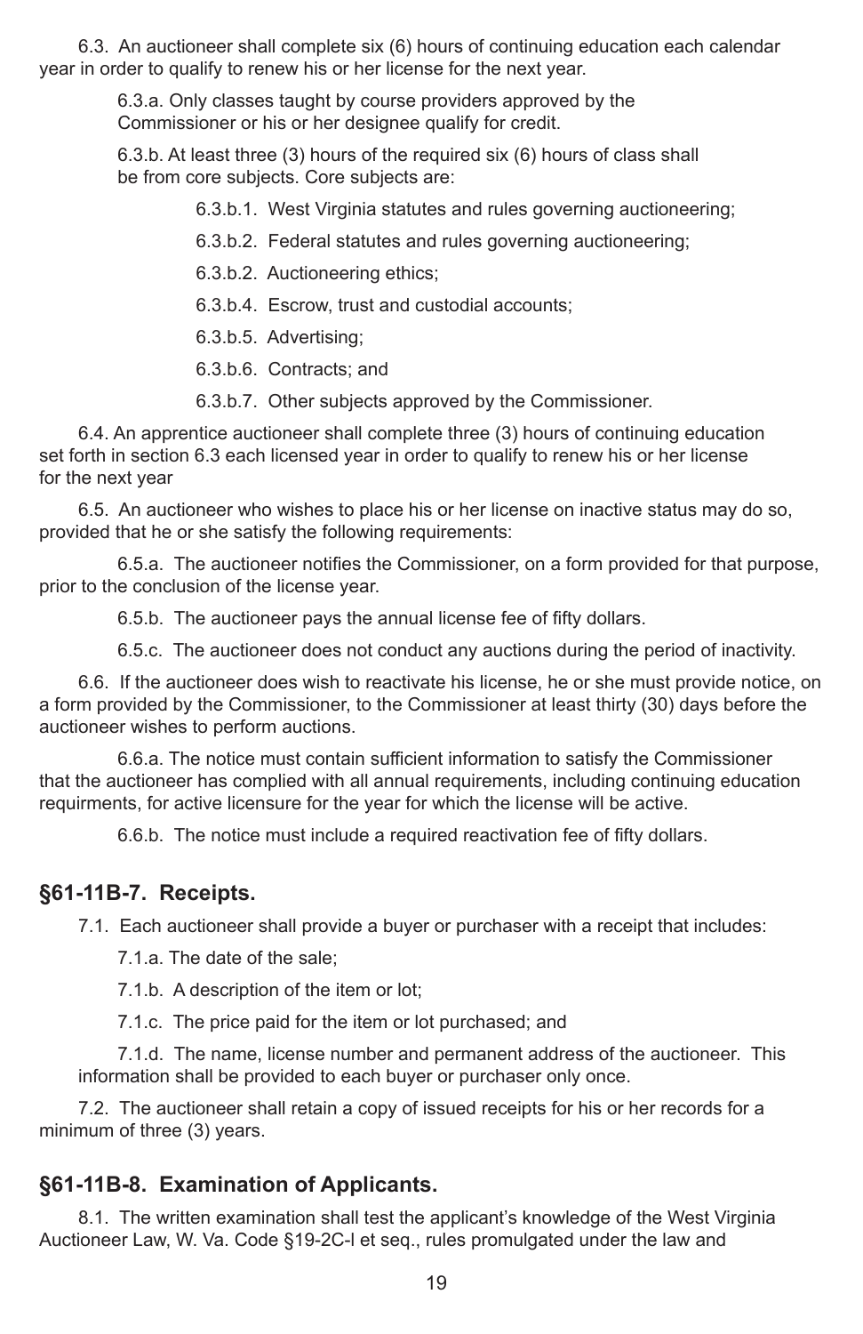6.3. An auctioneer shall complete six (6) hours of continuing education each calendar year in order to qualify to renew his or her license for the next year.

6.3.a. Only classes taught by course providers approved by the Commissioner or his or her designee qualify for credit.

6.3.b. At least three (3) hours of the required six (6) hours of class shall be from core subjects. Core subjects are:

6.3.b.1. West Virginia statutes and rules governing auctioneering;

6.3.b.2. Federal statutes and rules governing auctioneering;

6.3.b.2. Auctioneering ethics;

6.3.b.4. Escrow, trust and custodial accounts;

6.3.b.5. Advertising;

6.3.b.6. Contracts; and

6.3.b.7. Other subjects approved by the Commissioner.

6.4. An apprentice auctioneer shall complete three (3) hours of continuing education set forth in section 6.3 each licensed year in order to qualify to renew his or her license for the next year

6.5. An auctioneer who wishes to place his or her license on inactive status may do so, provided that he or she satisfy the following requirements:

6.5.a. The auctioneer notifies the Commissioner, on a form provided for that purpose, prior to the conclusion of the license year.

6.5.b. The auctioneer pays the annual license fee of fifty dollars.

6.5.c. The auctioneer does not conduct any auctions during the period of inactivity.

6.6. If the auctioneer does wish to reactivate his license, he or she must provide notice, on a form provided by the Commissioner, to the Commissioner at least thirty (30) days before the auctioneer wishes to perform auctions.

6.6.a. The notice must contain sufficient information to satisfy the Commissioner that the auctioneer has complied with all annual requirements, including continuing education requirments, for active licensure for the year for which the license will be active.

6.6.b. The notice must include a required reactivation fee of fifty dollars.

## §61-11B-7. Receipts.

7.1. Each auctioneer shall provide a buyer or purchaser with a receipt that includes:

7.1.a. The date of the sale;

7.1.b. A description of the item or lot;

7.1.c. The price paid for the item or lot purchased; and

7.1.d. The name, license number and permanent address of the auctioneer. This information shall be provided to each buyer or purchaser only once.

7.2. The auctioneer shall retain a copy of issued receipts for his or her records for a minimum of three (3) years.

## §61-11B-8. Examination of Applicants.

8.1. The written examination shall test the applicant's knowledge of the West Virginia Auctioneer Law, W. Va. Code §19-2C-l et seq., rules promulgated under the law and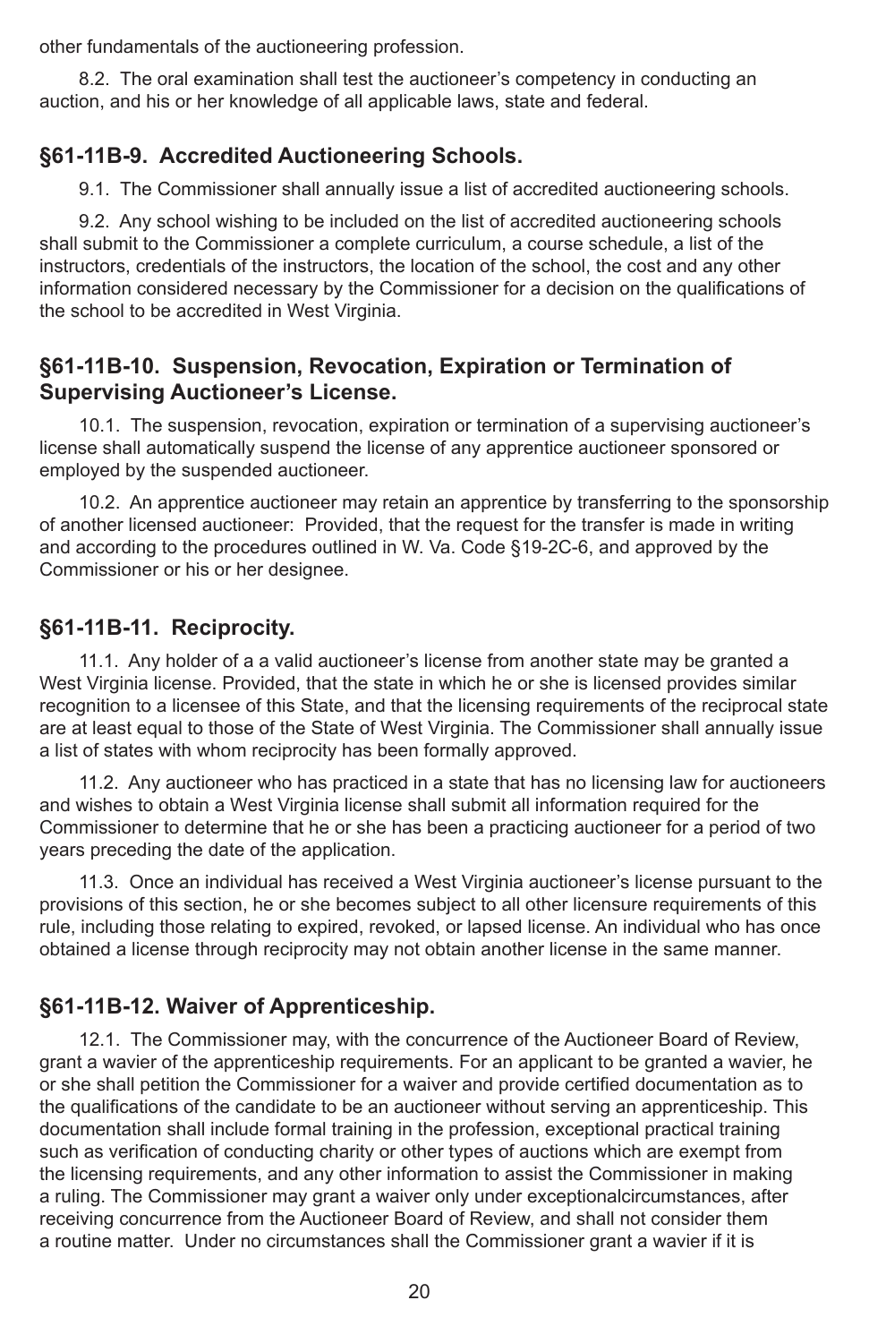other fundamentals of the auctioneering profession.

8.2. The oral examination shall test the auctioneer's competency in conducting an auction, and his or her knowledge of all applicable laws, state and federal.

## §61-11B-9. Accredited Auctioneering Schools.

9.1. The Commissioner shall annually issue a list of accredited auctioneering schools.

9.2. Any school wishing to be included on the list of accredited auctioneering schools shall submit to the Commissioner a complete curriculum, a course schedule, a list of the instructors, credentials of the instructors, the location of the school, the cost and any other information considered necessary by the Commissioner for a decision on the qualifications of the school to be accredited in West Virginia.

## §61-11B-10. Suspension, Revocation, Expiration or Termination of Supervising Auctioneer's License.

10.1. The suspension, revocation, expiration or termination of a supervising auctioneer's license shall automatically suspend the license of any apprentice auctioneer sponsored or employed by the suspended auctioneer.

10.2. An apprentice auctioneer may retain an apprentice by transferring to the sponsorship of another licensed auctioneer: Provided, that the request for the transfer is made in writing and according to the procedures outlined in W. Va. Code §19-2C-6, and approved by the Commissioner or his or her designee.

## §61-11B-11. Reciprocity.

11.1. Any holder of a a valid auctioneer's license from another state may be granted a West Virginia license. Provided, that the state in which he or she is licensed provides similar recognition to a licensee of this State, and that the licensing requirements of the reciprocal state are at least equal to those of the State of West Virginia. The Commissioner shall annually issue a list of states with whom reciprocity has been formally approved.

11.2. Any auctioneer who has practiced in a state that has no licensing law for auctioneers and wishes to obtain a West Virginia license shall submit all information required for the Commissioner to determine that he or she has been a practicing auctioneer for a period of two years preceding the date of the application.

11.3. Once an individual has received a West Virginia auctioneer's license pursuant to the provisions of this section, he or she becomes subject to all other licensure requirements of this rule, including those relating to expired, revoked, or lapsed license. An individual who has once obtained a license through reciprocity may not obtain another license in the same manner.

## §61-11B-12. Waiver of Apprenticeship.

12.1. The Commissioner may, with the concurrence of the Auctioneer Board of Review, grant a wavier of the apprenticeship requirements. For an applicant to be granted a wavier, he or she shall petition the Commissioner for a waiver and provide certified documentation as to the qualifications of the candidate to be an auctioneer without serving an apprenticeship. This documentation shall include formal training in the profession, exceptional practical training such as verification of conducting charity or other types of auctions which are exempt from the licensing requirements, and any other information to assist the Commissioner in making a ruling. The Commissioner may grant a waiver only under exceptionalcircumstances, after receiving concurrence from the Auctioneer Board of Review, and shall not consider them a routine matter. Under no circumstances shall the Commissioner grant a wavier if it is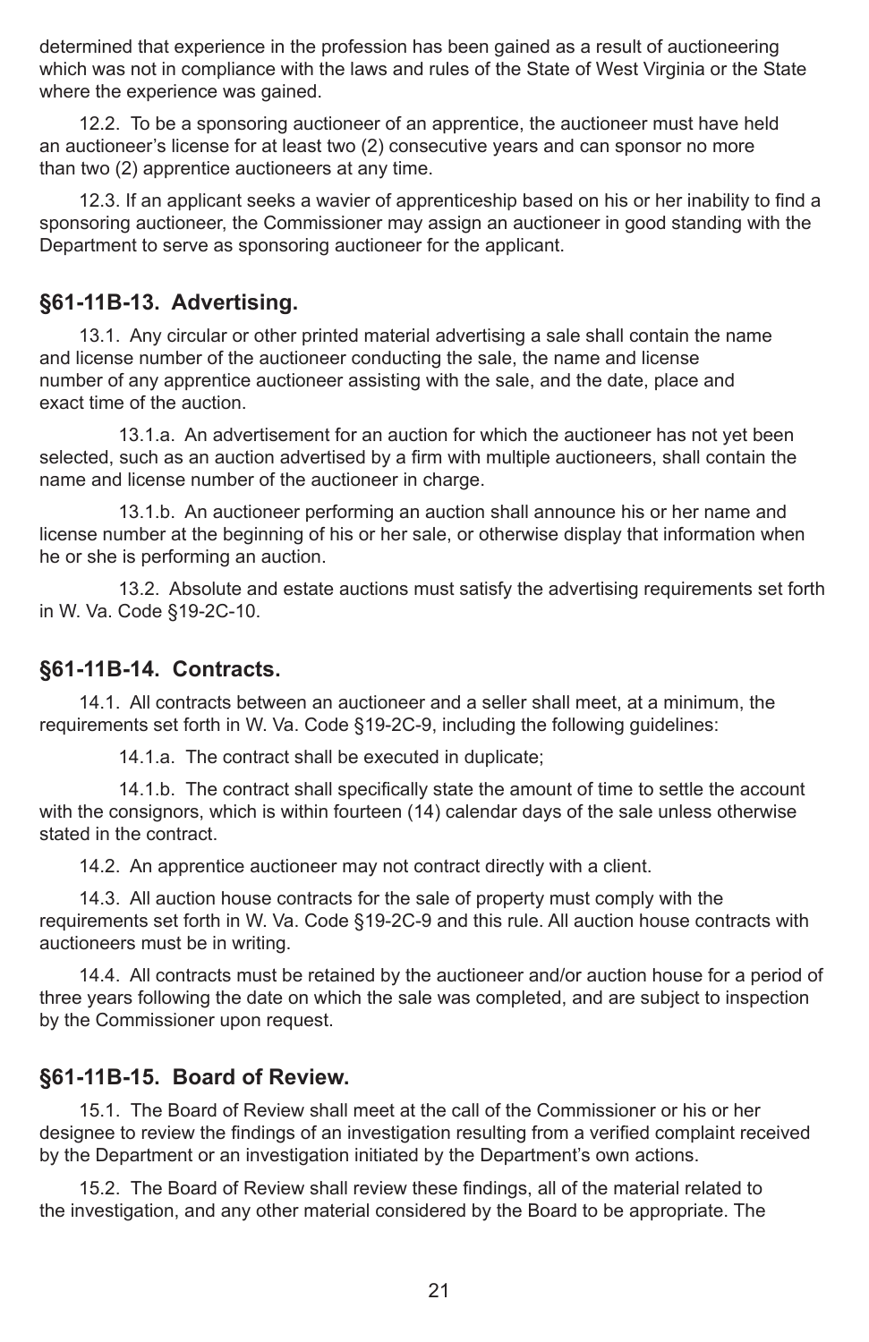determined that experience in the profession has been gained as a result of auctioneering which was not in compliance with the laws and rules of the State of West Virginia or the State where the experience was gained.

12.2. To be a sponsoring auctioneer of an apprentice, the auctioneer must have held an auctioneer's license for at least two (2) consecutive years and can sponsor no more than two (2) apprentice auctioneers at any time.

12.3. If an applicant seeks a wavier of apprenticeship based on his or her inability to find a sponsoring auctioneer, the Commissioner may assign an auctioneer in good standing with the Department to serve as sponsoring auctioneer for the applicant.

## §61-11B-13. Advertising.

13.1. Any circular or other printed material advertising a sale shall contain the name and license number of the auctioneer conducting the sale, the name and license number of any apprentice auctioneer assisting with the sale, and the date, place and exact time of the auction.

13.1.a. An advertisement for an auction for which the auctioneer has not yet been selected, such as an auction advertised by a firm with multiple auctioneers, shall contain the name and license number of the auctioneer in charge.

13.1.b. An auctioneer performing an auction shall announce his or her name and license number at the beginning of his or her sale, or otherwise display that information when he or she is performing an auction.

13.2. Absolute and estate auctions must satisfy the advertising requirements set forth in W. Va. Code §19-2C-10.

## §61-11B-14. Contracts.

14.1. All contracts between an auctioneer and a seller shall meet, at a minimum, the requirements set forth in W. Va. Code §19-2C-9, including the following guidelines:

14.1.a. The contract shall be executed in duplicate;

14.1.b. The contract shall specifically state the amount of time to settle the account with the consignors, which is within fourteen (14) calendar days of the sale unless otherwise stated in the contract.

14.2. An apprentice auctioneer may not contract directly with a client.

14.3. All auction house contracts for the sale of property must comply with the requirements set forth in W. Va. Code §19-2C-9 and this rule. All auction house contracts with auctioneers must be in writing.

14.4. All contracts must be retained by the auctioneer and/or auction house for a period of three years following the date on which the sale was completed, and are subject to inspection by the Commissioner upon request.

## §61-11B-15. Board of Review.

15.1. The Board of Review shall meet at the call of the Commissioner or his or her designee to review the findings of an investigation resulting from a verified complaint received by the Department or an investigation initiated by the Department's own actions.

15.2. The Board of Review shall review these findings, all of the material related to the investigation, and any other material considered by the Board to be appropriate. The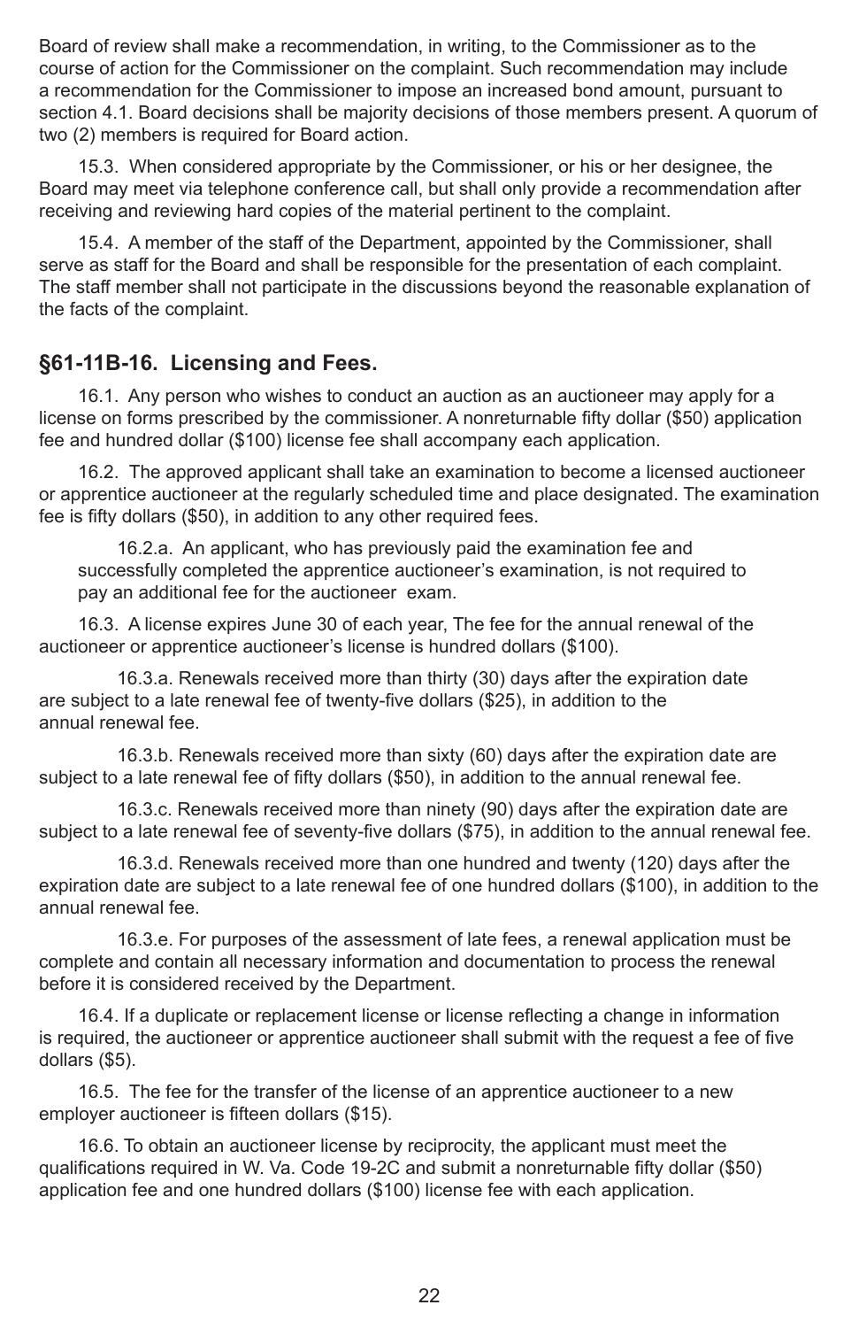Board of review shall make a recommendation, in writing, to the Commissioner as to the course of action for the Commissioner on the complaint. Such recommendation may include a recommendation for the Commissioner to impose an increased bond amount, pursuant to section 4.1. Board decisions shall be majority decisions of those members present. A quorum of two (2) members is required for Board action.

15.3. When considered appropriate by the Commissioner, or his or her designee, the Board may meet via telephone conference call, but shall only provide a recommendation after receiving and reviewing hard copies of the material pertinent to the complaint.

15.4. A member of the staff of the Department, appointed by the Commissioner, shall serve as staff for the Board and shall be responsible for the presentation of each complaint. The staff member shall not participate in the discussions beyond the reasonable explanation of the facts of the complaint.

## §61-11B-16. Licensing and Fees.

16.1. Any person who wishes to conduct an auction as an auctioneer may apply for a license on forms prescribed by the commissioner. A nonreturnable fifty dollar ($50) application fee and hundred dollar ($100) license fee shall accompany each application.

16.2. The approved applicant shall take an examination to become a licensed auctioneer or apprentice auctioneer at the regularly scheduled time and place designated. The examination fee is fifty dollars ($50), in addition to any other required fees.

16.2.a. An applicant, who has previously paid the examination fee and successfully completed the apprentice auctioneer's examination, is not required to pay an additional fee for the auctioneer exam.

16.3. A license expires June 30 of each year, The fee for the annual renewal of the auctioneer or apprentice auctioneer's license is hundred dollars ($100).

16.3.a. Renewals received more than thirty (30) days after the expiration date are subject to a late renewal fee of twenty-five dollars ($25), in addition to the annual renewal fee.

16.3.b. Renewals received more than sixty (60) days after the expiration date are subject to a late renewal fee of fifty dollars ($50), in addition to the annual renewal fee.

16.3.c. Renewals received more than ninety (90) days after the expiration date are subject to a late renewal fee of seventy-five dollars ($75), in addition to the annual renewal fee.

16.3.d. Renewals received more than one hundred and twenty (120) days after the expiration date are subject to a late renewal fee of one hundred dollars ($100), in addition to the annual renewal fee.

16.3.e. For purposes of the assessment of late fees, a renewal application must be complete and contain all necessary information and documentation to process the renewal before it is considered received by the Department.

16.4. If a duplicate or replacement license or license reflecting a change in information is required, the auctioneer or apprentice auctioneer shall submit with the request a fee of five dollars ($5).

16.5. The fee for the transfer of the license of an apprentice auctioneer to a new employer auctioneer is fifteen dollars ($15).

16.6. To obtain an auctioneer license by reciprocity, the applicant must meet the qualifications required in W. Va. Code 19-2C and submit a nonreturnable fifty dollar ($50) application fee and one hundred dollars ($100) license fee with each application.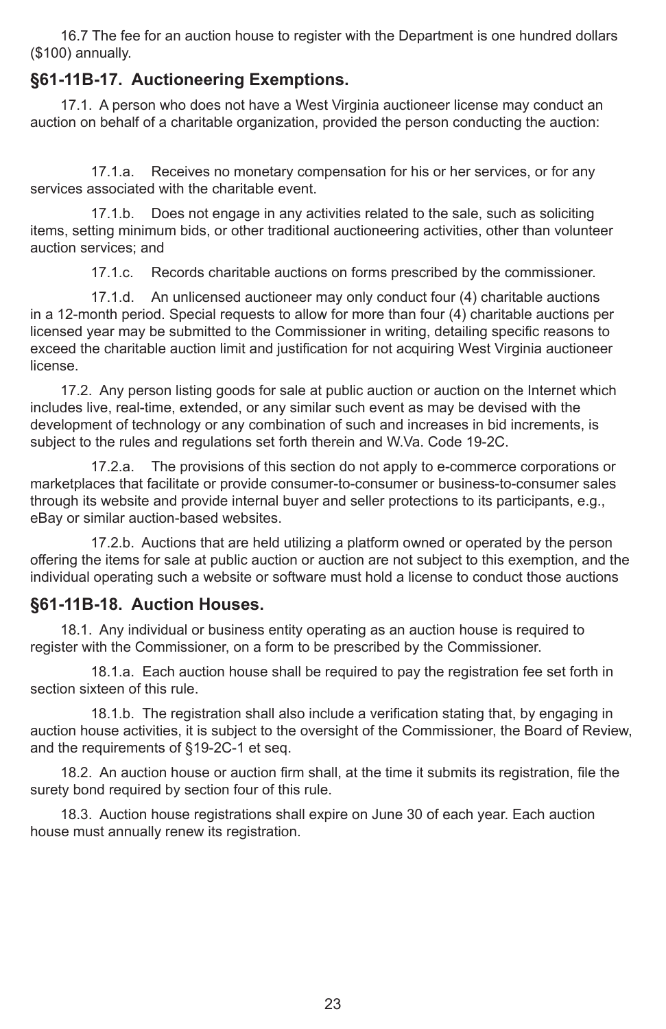16.7 The fee for an auction house to register with the Department is one hundred dollars ($100) annually.

## §61-11B-17. Auctioneering Exemptions.

17.1. A person who does not have a West Virginia auctioneer license may conduct an auction on behalf of a charitable organization, provided the person conducting the auction:

17.1.a. Receives no monetary compensation for his or her services, or for any services associated with the charitable event.

17.1.b. Does not engage in any activities related to the sale, such as soliciting items, setting minimum bids, or other traditional auctioneering activities, other than volunteer auction services; and

17.1.c. Records charitable auctions on forms prescribed by the commissioner.

17.1.d. An unlicensed auctioneer may only conduct four (4) charitable auctions in a 12-month period. Special requests to allow for more than four (4) charitable auctions per licensed year may be submitted to the Commissioner in writing, detailing specific reasons to exceed the charitable auction limit and justification for not acquiring West Virginia auctioneer license.

17.2. Any person listing goods for sale at public auction or auction on the Internet which includes live, real-time, extended, or any similar such event as may be devised with the development of technology or any combination of such and increases in bid increments, is subject to the rules and regulations set forth therein and W.Va. Code 19-2C.

17.2.a. The provisions of this section do not apply to e-commerce corporations or marketplaces that facilitate or provide consumer-to-consumer or business-to-consumer sales through its website and provide internal buyer and seller protections to its participants, e.g., eBay or similar auction-based websites.

17.2.b. Auctions that are held utilizing a platform owned or operated by the person offering the items for sale at public auction or auction are not subject to this exemption, and the individual operating such a website or software must hold a license to conduct those auctions

## §61-11B-18. Auction Houses.

18.1. Any individual or business entity operating as an auction house is required to register with the Commissioner, on a form to be prescribed by the Commissioner.

18.1.a. Each auction house shall be required to pay the registration fee set forth in section sixteen of this rule.

18.1.b. The registration shall also include a verification stating that, by engaging in auction house activities, it is subject to the oversight of the Commissioner, the Board of Review, and the requirements of §19-2C-1 et seq.

18.2. An auction house or auction firm shall, at the time it submits its registration, file the surety bond required by section four of this rule.

18.3. Auction house registrations shall expire on June 30 of each year. Each auction house must annually renew its registration.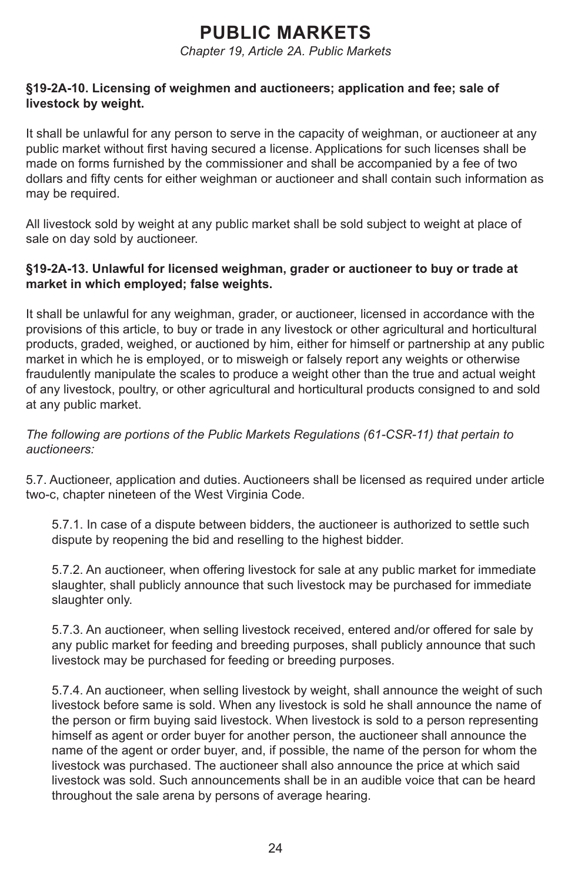# PUBLIC MARKETS

*Chapter 19, Article 2A. Public Markets*

**§19-2A-10. Licensing of weighmen and auctioneers; application and fee; sale of livestock by weight.**

It shall be unlawful for any person to serve in the capacity of weighman, or auctioneer at any public market without first having secured a license. Applications for such licenses shall be made on forms furnished by the commissioner and shall be accompanied by a fee of two dollars and fifty cents for either weighman or auctioneer and shall contain such information as may be required.

All livestock sold by weight at any public market shall be sold subject to weight at place of sale on day sold by auctioneer.

**§19-2A-13. Unlawful for licensed weighman, grader or auctioneer to buy or trade at market in which employed; false weights.**

It shall be unlawful for any weighman, grader, or auctioneer, licensed in accordance with the provisions of this article, to buy or trade in any livestock or other agricultural and horticultural products, graded, weighed, or auctioned by him, either for himself or partnership at any public market in which he is employed, or to misweigh or falsely report any weights or otherwise fraudulently manipulate the scales to produce a weight other than the true and actual weight of any livestock, poultry, or other agricultural and horticultural products consigned to and sold at any public market.

*The following are portions of the Public Markets Regulations (61-CSR-11) that pertain to auctioneers:*

5.7. Auctioneer, application and duties. Auctioneers shall be licensed as required under article two-c, chapter nineteen of the West Virginia Code.

5.7.1. In case of a dispute between bidders, the auctioneer is authorized to settle such dispute by reopening the bid and reselling to the highest bidder.

5.7.2. An auctioneer, when offering livestock for sale at any public market for immediate slaughter, shall publicly announce that such livestock may be purchased for immediate slaughter only.

5.7.3. An auctioneer, when selling livestock received, entered and/or offered for sale by any public market for feeding and breeding purposes, shall publicly announce that such livestock may be purchased for feeding or breeding purposes.

5.7.4. An auctioneer, when selling livestock by weight, shall announce the weight of such livestock before same is sold. When any livestock is sold he shall announce the name of the person or firm buying said livestock. When livestock is sold to a person representing himself as agent or order buyer for another person, the auctioneer shall announce the name of the agent or order buyer, and, if possible, the name of the person for whom the livestock was purchased. The auctioneer shall also announce the price at which said livestock was sold. Such announcements shall be in an audible voice that can be heard throughout the sale arena by persons of average hearing.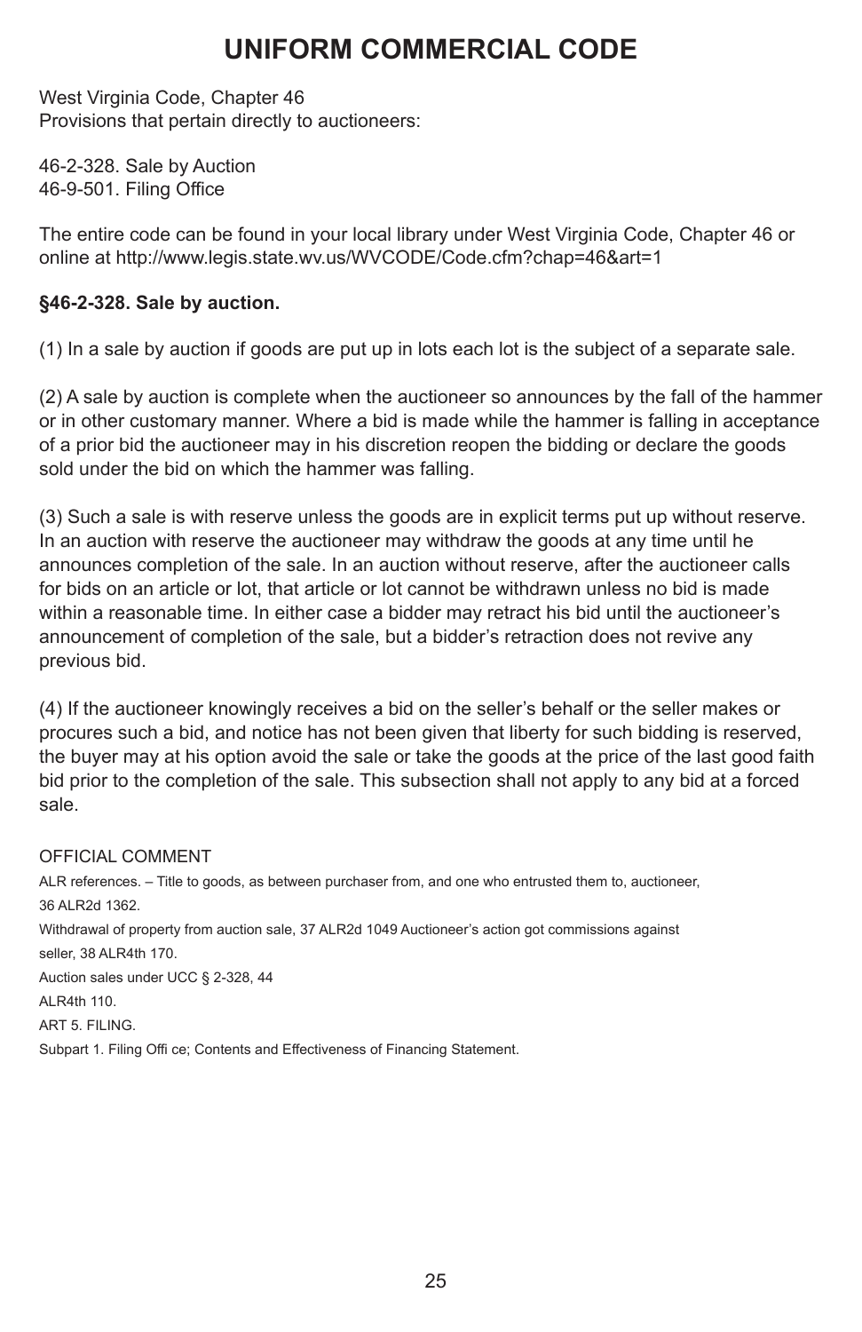# UNIFORM COMMERCIAL CODE

West Virginia Code, Chapter 46
Provisions that pertain directly to auctioneers:

46-2-328. Sale by Auction
46-9-501. Filing Office

The entire code can be found in your local library under West Virginia Code, Chapter 46 or online at http://www.legis.state.wv.us/WVCODE/Code.cfm?chap=46&art=1

**§46-2-328. Sale by auction.**

(1) In a sale by auction if goods are put up in lots each lot is the subject of a separate sale.

(2) A sale by auction is complete when the auctioneer so announces by the fall of the hammer or in other customary manner. Where a bid is made while the hammer is falling in acceptance of a prior bid the auctioneer may in his discretion reopen the bidding or declare the goods sold under the bid on which the hammer was falling.

(3) Such a sale is with reserve unless the goods are in explicit terms put up without reserve. In an auction with reserve the auctioneer may withdraw the goods at any time until he announces completion of the sale. In an auction without reserve, after the auctioneer calls for bids on an article or lot, that article or lot cannot be withdrawn unless no bid is made within a reasonable time. In either case a bidder may retract his bid until the auctioneer's announcement of completion of the sale, but a bidder's retraction does not revive any previous bid.

(4) If the auctioneer knowingly receives a bid on the seller's behalf or the seller makes or procures such a bid, and notice has not been given that liberty for such bidding is reserved, the buyer may at his option avoid the sale or take the goods at the price of the last good faith bid prior to the completion of the sale. This subsection shall not apply to any bid at a forced sale.

OFFICIAL COMMENT

ALR references. – Title to goods, as between purchaser from, and one who entrusted them to, auctioneer, 36 ALR2d 1362.

Withdrawal of property from auction sale, 37 ALR2d 1049 Auctioneer's action got commissions against seller, 38 ALR4th 170.

Auction sales under UCC § 2-328, 44 ALR4th 110.

ART 5. FILING.

Subpart 1. Filing Offi ce; Contents and Effectiveness of Financing Statement.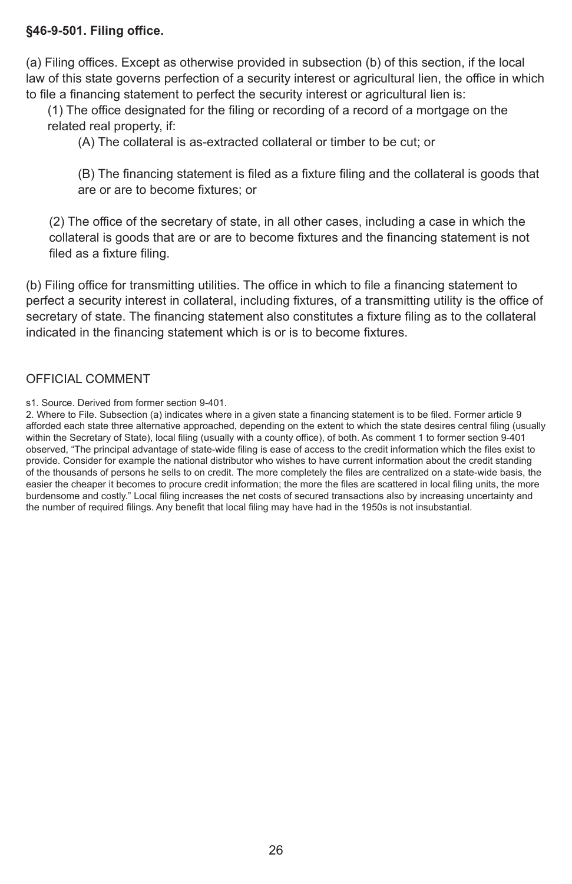**§46-9-501. Filing office.**

(a) Filing offices. Except as otherwise provided in subsection (b) of this section, if the local law of this state governs perfection of a security interest or agricultural lien, the office in which to file a financing statement to perfect the security interest or agricultural lien is:

(1) The office designated for the filing or recording of a record of a mortgage on the related real property, if:

(A) The collateral is as-extracted collateral or timber to be cut; or

(B) The financing statement is filed as a fixture filing and the collateral is goods that are or are to become fixtures; or

(2) The office of the secretary of state, in all other cases, including a case in which the collateral is goods that are or are to become fixtures and the financing statement is not filed as a fixture filing.

(b) Filing office for transmitting utilities. The office in which to file a financing statement to perfect a security interest in collateral, including fixtures, of a transmitting utility is the office of secretary of state. The financing statement also constitutes a fixture filing as to the collateral indicated in the financing statement which is or is to become fixtures.

OFFICIAL COMMENT

s1. Source. Derived from former section 9-401.

2. Where to File. Subsection (a) indicates where in a given state a financing statement is to be filed. Former article 9 afforded each state three alternative approached, depending on the extent to which the state desires central filing (usually within the Secretary of State), local filing (usually with a county office), of both. As comment 1 to former section 9-401 observed, "The principal advantage of state-wide filing is ease of access to the credit information which the files exist to provide. Consider for example the national distributor who wishes to have current information about the credit standing of the thousands of persons he sells to on credit. The more completely the files are centralized on a state-wide basis, the easier the cheaper it becomes to procure credit information; the more the files are scattered in local filing units, the more burdensome and costly." Local filing increases the net costs of secured transactions also by increasing uncertainty and the number of required filings. Any benefit that local filing may have had in the 1950s is not insubstantial.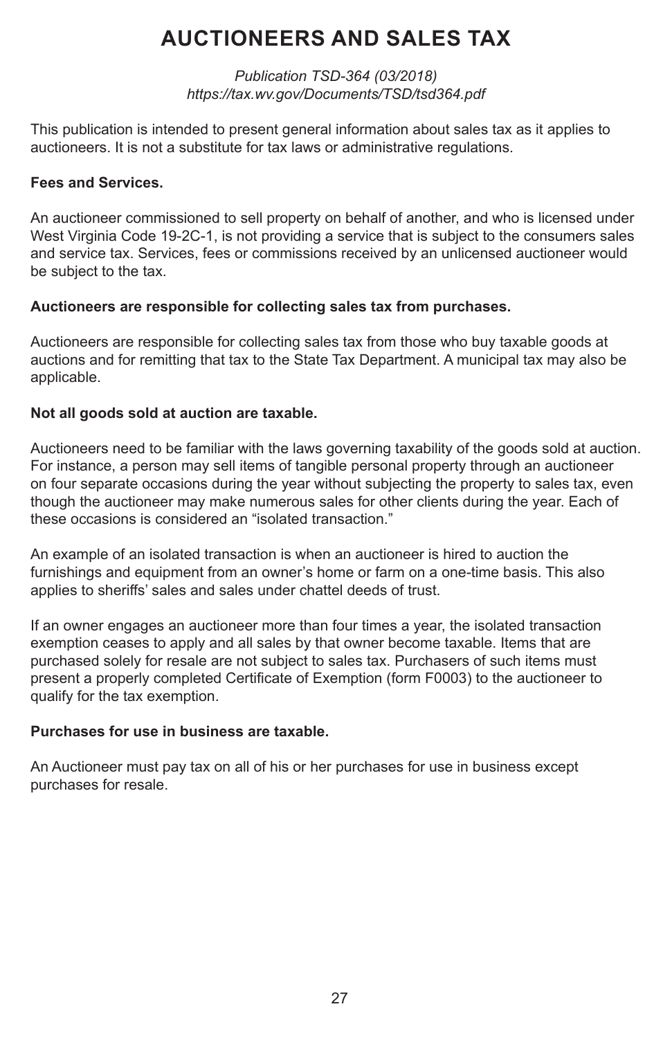# AUCTIONEERS AND SALES TAX

*Publication TSD-364 (03/2018)*
*https://tax.wv.gov/Documents/TSD/tsd364.pdf*

This publication is intended to present general information about sales tax as it applies to auctioneers. It is not a substitute for tax laws or administrative regulations.

**Fees and Services.**

An auctioneer commissioned to sell property on behalf of another, and who is licensed under West Virginia Code 19-2C-1, is not providing a service that is subject to the consumers sales and service tax. Services, fees or commissions received by an unlicensed auctioneer would be subject to the tax.

**Auctioneers are responsible for collecting sales tax from purchases.**

Auctioneers are responsible for collecting sales tax from those who buy taxable goods at auctions and for remitting that tax to the State Tax Department. A municipal tax may also be applicable.

**Not all goods sold at auction are taxable.**

Auctioneers need to be familiar with the laws governing taxability of the goods sold at auction. For instance, a person may sell items of tangible personal property through an auctioneer on four separate occasions during the year without subjecting the property to sales tax, even though the auctioneer may make numerous sales for other clients during the year. Each of these occasions is considered an "isolated transaction."

An example of an isolated transaction is when an auctioneer is hired to auction the furnishings and equipment from an owner's home or farm on a one-time basis. This also applies to sheriffs' sales and sales under chattel deeds of trust.

If an owner engages an auctioneer more than four times a year, the isolated transaction exemption ceases to apply and all sales by that owner become taxable. Items that are purchased solely for resale are not subject to sales tax. Purchasers of such items must present a properly completed Certificate of Exemption (form F0003) to the auctioneer to qualify for the tax exemption.

**Purchases for use in business are taxable.**

An Auctioneer must pay tax on all of his or her purchases for use in business except purchases for resale.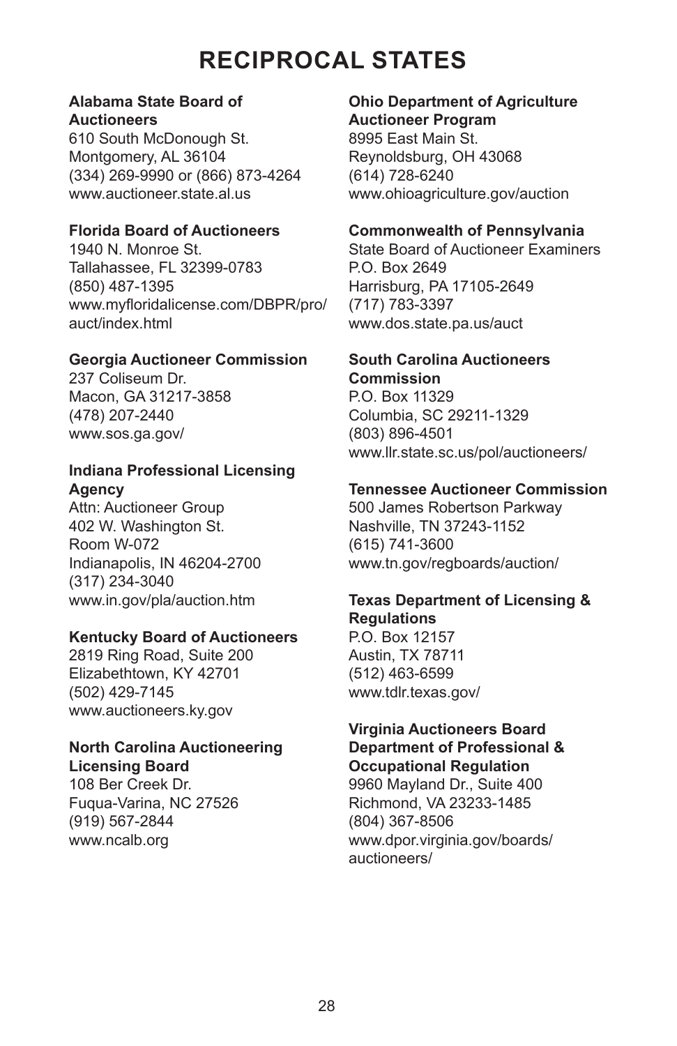# RECIPROCAL STATES

**Alabama State Board of Auctioneers**
610 South McDonough St.
Montgomery, AL 36104
(334) 269-9990 or (866) 873-4264
www.auctioneer.state.al.us

**Florida Board of Auctioneers**
1940 N. Monroe St.
Tallahassee, FL 32399-0783
(850) 487-1395
www.myfloridalicense.com/DBPR/pro/auct/index.html

**Georgia Auctioneer Commission**
237 Coliseum Dr.
Macon, GA 31217-3858
(478) 207-2440
www.sos.ga.gov/

**Indiana Professional Licensing Agency**
Attn: Auctioneer Group
402 W. Washington St.
Room W-072
Indianapolis, IN 46204-2700
(317) 234-3040
www.in.gov/pla/auction.htm

**Kentucky Board of Auctioneers**
2819 Ring Road, Suite 200
Elizabethtown, KY 42701
(502) 429-7145
www.auctioneers.ky.gov

**North Carolina Auctioneering Licensing Board**
108 Ber Creek Dr.
Fuqua-Varina, NC 27526
(919) 567-2844
www.ncalb.org

**Ohio Department of Agriculture Auctioneer Program**
8995 East Main St.
Reynoldsburg, OH 43068
(614) 728-6240
www.ohioagriculture.gov/auction

**Commonwealth of Pennsylvania**
State Board of Auctioneer Examiners
P.O. Box 2649
Harrisburg, PA 17105-2649
(717) 783-3397
www.dos.state.pa.us/auct

**South Carolina Auctioneers Commission**
P.O. Box 11329
Columbia, SC 29211-1329
(803) 896-4501
www.llr.state.sc.us/pol/auctioneers/

**Tennessee Auctioneer Commission**
500 James Robertson Parkway
Nashville, TN 37243-1152
(615) 741-3600
www.tn.gov/regboards/auction/

**Texas Department of Licensing & Regulations**
P.O. Box 12157
Austin, TX 78711
(512) 463-6599
www.tdlr.texas.gov/

**Virginia Auctioneers Board Department of Professional & Occupational Regulation**
9960 Mayland Dr., Suite 400
Richmond, VA 23233-1485
(804) 367-8506
www.dpor.virginia.gov/boards/auctioneers/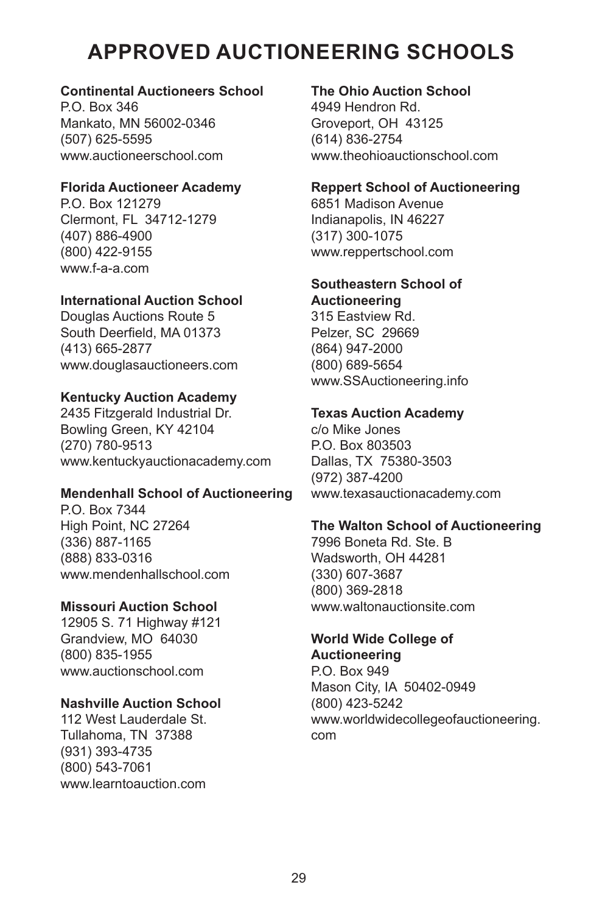# APPROVED AUCTIONEERING SCHOOLS

**Continental Auctioneers School**
P.O. Box 346
Mankato, MN 56002-0346
(507) 625-5595
www.auctioneerschool.com

**Florida Auctioneer Academy**
P.O. Box 121279
Clermont, FL 34712-1279
(407) 886-4900
(800) 422-9155
www.f-a-a.com

**International Auction School**
Douglas Auctions Route 5
South Deerfield, MA 01373
(413) 665-2877
www.douglasauctioneers.com

**Kentucky Auction Academy**
2435 Fitzgerald Industrial Dr.
Bowling Green, KY 42104
(270) 780-9513
www.kentuckyauctionacademy.com

**Mendenhall School of Auctioneering**
P.O. Box 7344
High Point, NC 27264
(336) 887-1165
(888) 833-0316
www.mendenhallschool.com

**Missouri Auction School**
12905 S. 71 Highway #121
Grandview, MO 64030
(800) 835-1955
www.auctionschool.com

**Nashville Auction School**
112 West Lauderdale St.
Tullahoma, TN 37388
(931) 393-4735
(800) 543-7061
www.learntoauction.com

**The Ohio Auction School**
4949 Hendron Rd.
Groveport, OH 43125
(614) 836-2754
www.theohioauctionschool.com

**Reppert School of Auctioneering**
6851 Madison Avenue
Indianapolis, IN 46227
(317) 300-1075
www.reppertschool.com

**Southeastern School of Auctioneering**
315 Eastview Rd.
Pelzer, SC 29669
(864) 947-2000
(800) 689-5654
www.SSAuctioneering.info

**Texas Auction Academy**
c/o Mike Jones
P.O. Box 803503
Dallas, TX 75380-3503
(972) 387-4200
www.texasauctionacademy.com

**The Walton School of Auctioneering**
7996 Boneta Rd. Ste. B
Wadsworth, OH 44281
(330) 607-3687
(800) 369-2818
www.waltonauctionsite.com

**World Wide College of Auctioneering**
P.O. Box 949
Mason City, IA 50402-0949
(800) 423-5242
www.worldwidecollegeofauctioneering.com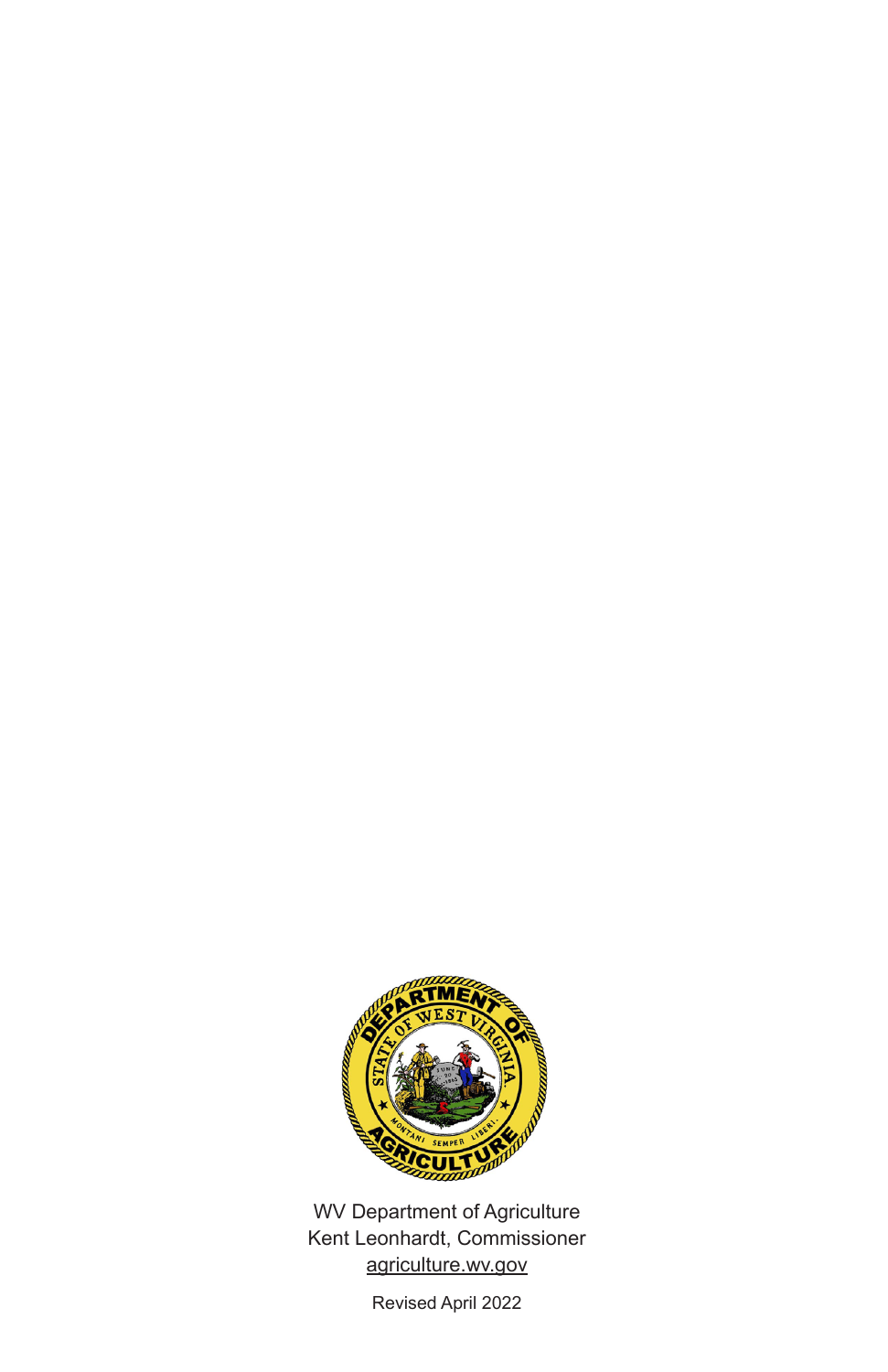WV Department of Agriculture
Kent Leonhardt, Commissioner
agriculture.wv.gov

Revised April 2022